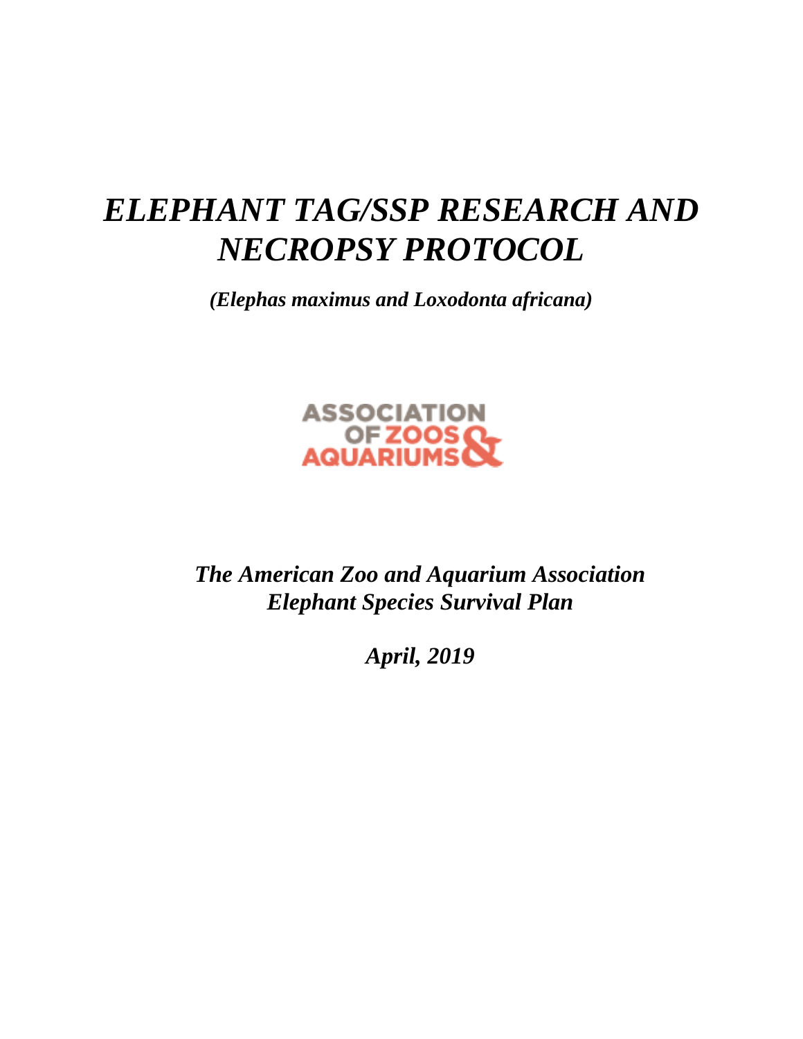# *ELEPHANT TAG/SSP RESEARCH AND NECROPSY PROTOCOL*

***(Elephas maximus and Loxodonta africana)***

ASSOCIATION OF ZOOS & AQUARIUMS

***The American Zoo and Aquarium Association***
***Elephant Species Survival Plan***

***April, 2019***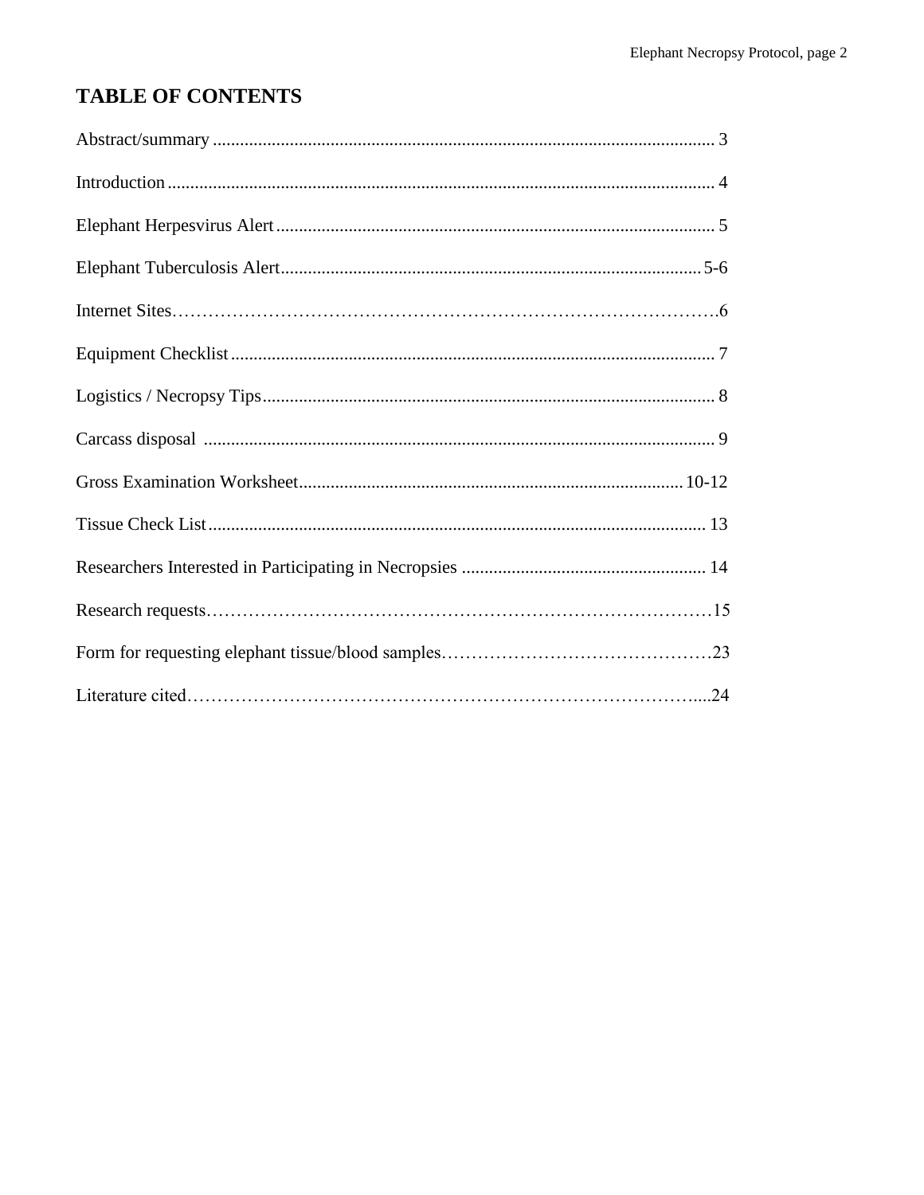# TABLE OF CONTENTS

Abstract/summary ........................................................................................................... 3

Introduction ..................................................................................................................... 4

Elephant Herpesvirus Alert ............................................................................................. 5

Elephant Tuberculosis Alert .........................................................................................5-6

Internet Sites……………………………………………………………………………….6

Equipment Checklist ....................................................................................................... 7

Logistics / Necropsy Tips ................................................................................................ 8

Carcass disposal ............................................................................................................. 9

Gross Examination Worksheet .................................................................................10-12

Tissue Check List .......................................................................................................... 13

Researchers Interested in Participating in Necropsies ................................................... 14

Research requests…………………………………………………………………………15

Form for requesting elephant tissue/blood samples………………………………………23

Literature cited……………………………………………………………………………....24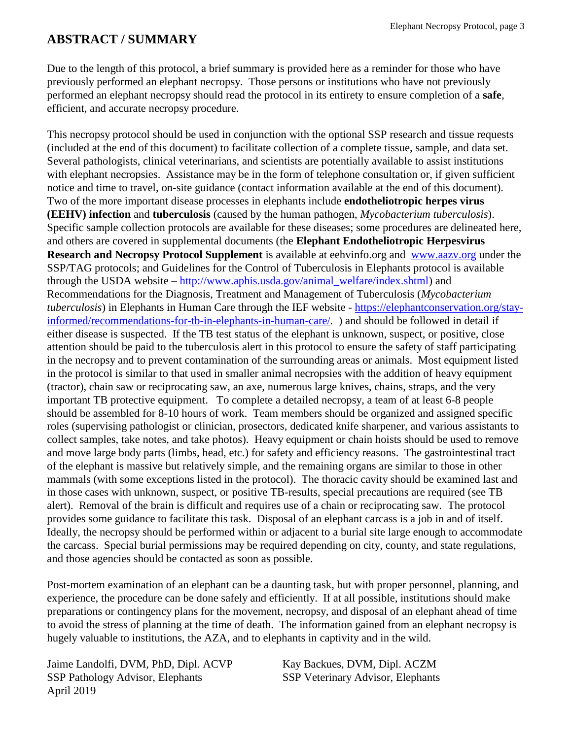# ABSTRACT / SUMMARY

Due to the length of this protocol, a brief summary is provided here as a reminder for those who have previously performed an elephant necropsy. Those persons or institutions who have not previously performed an elephant necropsy should read the protocol in its entirety to ensure completion of a **safe**, efficient, and accurate necropsy procedure.

This necropsy protocol should be used in conjunction with the optional SSP research and tissue requests (included at the end of this document) to facilitate collection of a complete tissue, sample, and data set. Several pathologists, clinical veterinarians, and scientists are potentially available to assist institutions with elephant necropsies. Assistance may be in the form of telephone consultation or, if given sufficient notice and time to travel, on-site guidance (contact information available at the end of this document). Two of the more important disease processes in elephants include **endotheliotropic herpes virus (EEHV) infection** and **tuberculosis** (caused by the human pathogen, *Mycobacterium tuberculosis*). Specific sample collection protocols are available for these diseases; some procedures are delineated here, and others are covered in supplemental documents (the **Elephant Endotheliotropic Herpesvirus Research and Necropsy Protocol Supplement** is available at eehvinfo.org and [www.aazv.org](www.aazv.org) under the SSP/TAG protocols; and Guidelines for the Control of Tuberculosis in Elephants protocol is available through the USDA website – [http://www.aphis.usda.gov/animal_welfare/index.shtml](http://www.aphis.usda.gov/animal_welfare/index.shtml)) and Recommendations for the Diagnosis, Treatment and Management of Tuberculosis (*Mycobacterium tuberculosis*) in Elephants in Human Care through the IEF website - [https://elephantconservation.org/stay-informed/recommendations-for-tb-in-elephants-in-human-care/](https://elephantconservation.org/stay-informed/recommendations-for-tb-in-elephants-in-human-care/). ) and should be followed in detail if either disease is suspected. If the TB test status of the elephant is unknown, suspect, or positive, close attention should be paid to the tuberculosis alert in this protocol to ensure the safety of staff participating in the necropsy and to prevent contamination of the surrounding areas or animals. Most equipment listed in the protocol is similar to that used in smaller animal necropsies with the addition of heavy equipment (tractor), chain saw or reciprocating saw, an axe, numerous large knives, chains, straps, and the very important TB protective equipment. To complete a detailed necropsy, a team of at least 6-8 people should be assembled for 8-10 hours of work. Team members should be organized and assigned specific roles (supervising pathologist or clinician, prosectors, dedicated knife sharpener, and various assistants to collect samples, take notes, and take photos). Heavy equipment or chain hoists should be used to remove and move large body parts (limbs, head, etc.) for safety and efficiency reasons. The gastrointestinal tract of the elephant is massive but relatively simple, and the remaining organs are similar to those in other mammals (with some exceptions listed in the protocol). The thoracic cavity should be examined last and in those cases with unknown, suspect, or positive TB-results, special precautions are required (see TB alert). Removal of the brain is difficult and requires use of a chain or reciprocating saw. The protocol provides some guidance to facilitate this task. Disposal of an elephant carcass is a job in and of itself. Ideally, the necropsy should be performed within or adjacent to a burial site large enough to accommodate the carcass. Special burial permissions may be required depending on city, county, and state regulations, and those agencies should be contacted as soon as possible.

Post-mortem examination of an elephant can be a daunting task, but with proper personnel, planning, and experience, the procedure can be done safely and efficiently. If at all possible, institutions should make preparations or contingency plans for the movement, necropsy, and disposal of an elephant ahead of time to avoid the stress of planning at the time of death. The information gained from an elephant necropsy is hugely valuable to institutions, the AZA, and to elephants in captivity and in the wild.

Jaime Landolfi, DVM, PhD, Dipl. ACVP
SSP Pathology Advisor, Elephants
April 2019

Kay Backues, DVM, Dipl. ACZM
SSP Veterinary Advisor, Elephants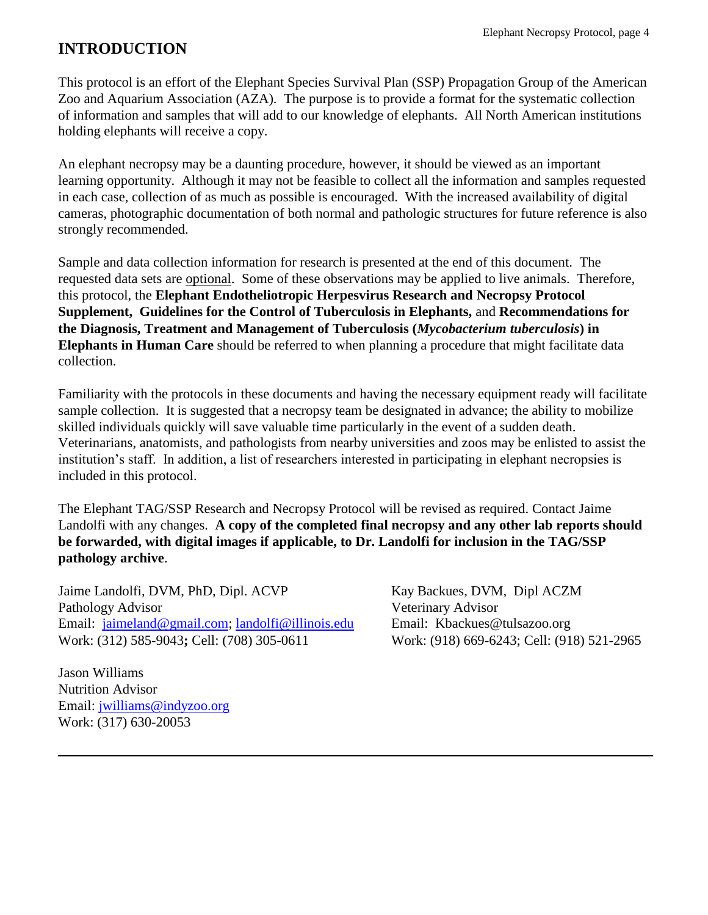# INTRODUCTION

This protocol is an effort of the Elephant Species Survival Plan (SSP) Propagation Group of the American Zoo and Aquarium Association (AZA). The purpose is to provide a format for the systematic collection of information and samples that will add to our knowledge of elephants. All North American institutions holding elephants will receive a copy.

An elephant necropsy may be a daunting procedure, however, it should be viewed as an important learning opportunity. Although it may not be feasible to collect all the information and samples requested in each case, collection of as much as possible is encouraged. With the increased availability of digital cameras, photographic documentation of both normal and pathologic structures for future reference is also strongly recommended.

Sample and data collection information for research is presented at the end of this document. The requested data sets are optional. Some of these observations may be applied to live animals. Therefore, this protocol, the **Elephant Endotheliotropic Herpesvirus Research and Necropsy Protocol Supplement, Guidelines for the Control of Tuberculosis in Elephants,** and **Recommendations for the Diagnosis, Treatment and Management of Tuberculosis (*Mycobacterium tuberculosis*) in Elephants in Human Care** should be referred to when planning a procedure that might facilitate data collection.

Familiarity with the protocols in these documents and having the necessary equipment ready will facilitate sample collection. It is suggested that a necropsy team be designated in advance; the ability to mobilize skilled individuals quickly will save valuable time particularly in the event of a sudden death. Veterinarians, anatomists, and pathologists from nearby universities and zoos may be enlisted to assist the institution's staff. In addition, a list of researchers interested in participating in elephant necropsies is included in this protocol.

The Elephant TAG/SSP Research and Necropsy Protocol will be revised as required. Contact Jaime Landolfi with any changes. **A copy of the completed final necropsy and any other lab reports should be forwarded, with digital images if applicable, to Dr. Landolfi for inclusion in the TAG/SSP pathology archive**.

Jaime Landolfi, DVM, PhD, Dipl. ACVP
Pathology Advisor
Email: jaimeland@gmail.com; landolfi@illinois.edu
Work: (312) 585-9043**;** Cell: (708) 305-0611

Kay Backues, DVM, Dipl ACZM
Veterinary Advisor
Email: Kbackues@tulsazoo.org
Work: (918) 669-6243; Cell: (918) 521-2965

Jason Williams
Nutrition Advisor
Email: jwilliams@indyzoo.org
Work: (317) 630-20053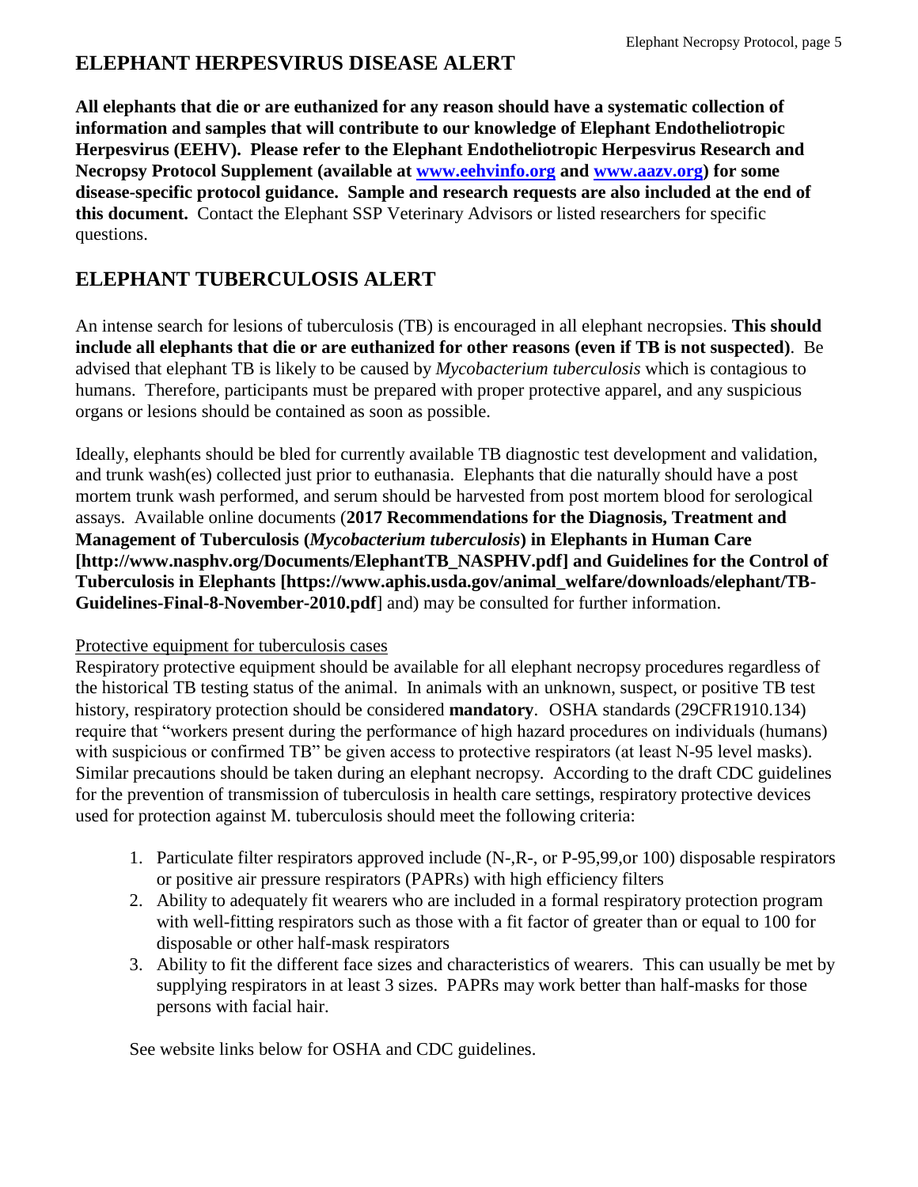## ELEPHANT HERPESVIRUS DISEASE ALERT

**All elephants that die or are euthanized for any reason should have a systematic collection of information and samples that will contribute to our knowledge of Elephant Endotheliotropic Herpesvirus (EEHV). Please refer to the Elephant Endotheliotropic Herpesvirus Research and Necropsy Protocol Supplement (available at [www.eehvinfo.org](www.eehvinfo.org) and [www.aazv.org](www.aazv.org)) for some disease-specific protocol guidance. Sample and research requests are also included at the end of this document.** Contact the Elephant SSP Veterinary Advisors or listed researchers for specific questions.

## ELEPHANT TUBERCULOSIS ALERT

An intense search for lesions of tuberculosis (TB) is encouraged in all elephant necropsies. **This should include all elephants that die or are euthanized for other reasons (even if TB is not suspected)**. Be advised that elephant TB is likely to be caused by *Mycobacterium tuberculosis* which is contagious to humans. Therefore, participants must be prepared with proper protective apparel, and any suspicious organs or lesions should be contained as soon as possible.

Ideally, elephants should be bled for currently available TB diagnostic test development and validation, and trunk wash(es) collected just prior to euthanasia. Elephants that die naturally should have a post mortem trunk wash performed, and serum should be harvested from post mortem blood for serological assays. Available online documents (**2017 Recommendations for the Diagnosis, Treatment and Management of Tuberculosis (*Mycobacterium tuberculosis*) in Elephants in Human Care [http://www.nasphv.org/Documents/ElephantTB_NASPHV.pdf] and Guidelines for the Control of Tuberculosis in Elephants [https://www.aphis.usda.gov/animal_welfare/downloads/elephant/TB-Guidelines-Final-8-November-2010.pdf**] and) may be consulted for further information.

<u>Protective equipment for tuberculosis cases</u>

Respiratory protective equipment should be available for all elephant necropsy procedures regardless of the historical TB testing status of the animal. In animals with an unknown, suspect, or positive TB test history, respiratory protection should be considered **mandatory**. OSHA standards (29CFR1910.134) require that "workers present during the performance of high hazard procedures on individuals (humans) with suspicious or confirmed TB" be given access to protective respirators (at least N-95 level masks). Similar precautions should be taken during an elephant necropsy. According to the draft CDC guidelines for the prevention of transmission of tuberculosis in health care settings, respiratory protective devices used for protection against M. tuberculosis should meet the following criteria:

1. Particulate filter respirators approved include (N-,R-, or P-95,99,or 100) disposable respirators or positive air pressure respirators (PAPRs) with high efficiency filters
2. Ability to adequately fit wearers who are included in a formal respiratory protection program with well-fitting respirators such as those with a fit factor of greater than or equal to 100 for disposable or other half-mask respirators
3. Ability to fit the different face sizes and characteristics of wearers. This can usually be met by supplying respirators in at least 3 sizes. PAPRs may work better than half-masks for those persons with facial hair.

See website links below for OSHA and CDC guidelines.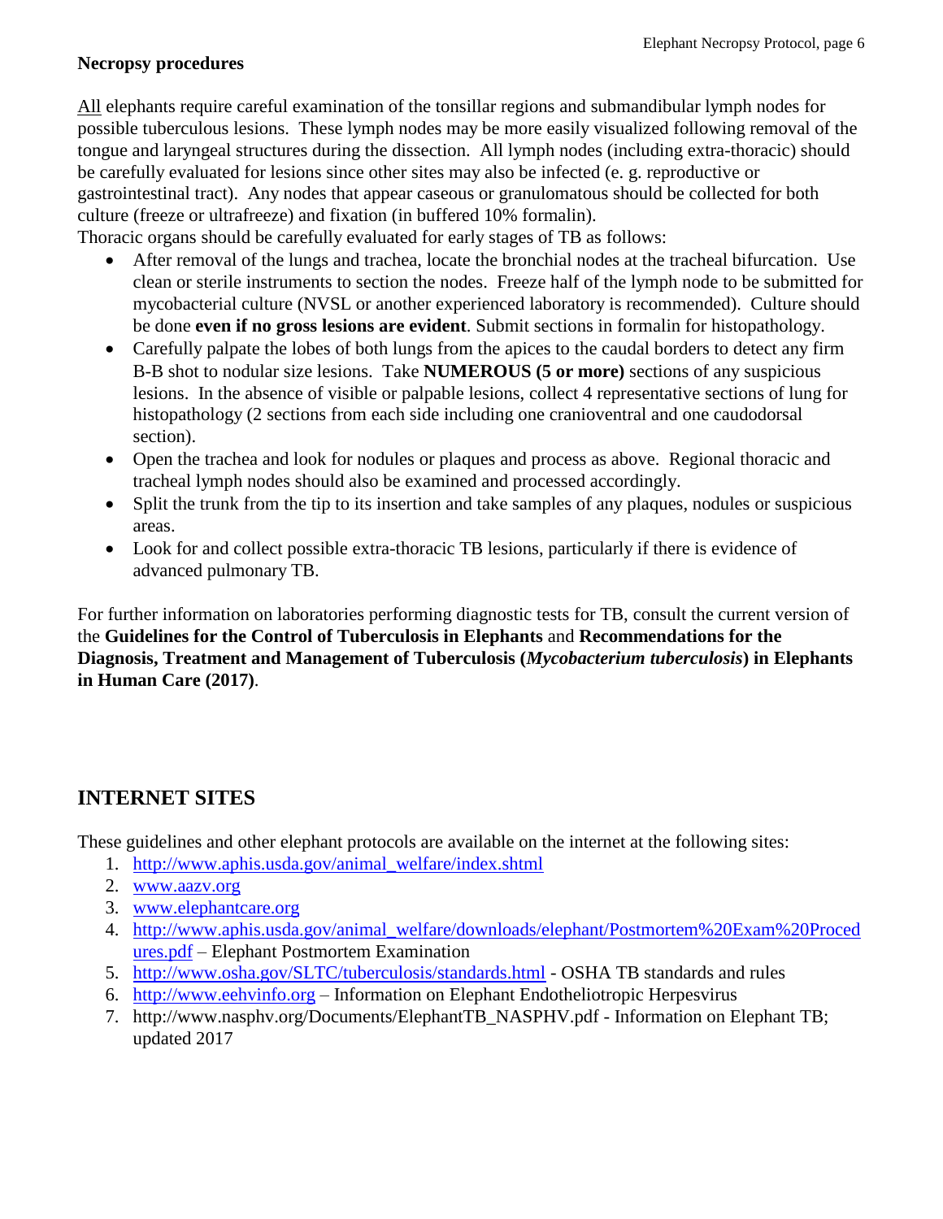### Necropsy procedures

All elephants require careful examination of the tonsillar regions and submandibular lymph nodes for possible tuberculous lesions. These lymph nodes may be more easily visualized following removal of the tongue and laryngeal structures during the dissection. All lymph nodes (including extra-thoracic) should be carefully evaluated for lesions since other sites may also be infected (e. g. reproductive or gastrointestinal tract). Any nodes that appear caseous or granulomatous should be collected for both culture (freeze or ultrafreeze) and fixation (in buffered 10% formalin).

Thoracic organs should be carefully evaluated for early stages of TB as follows:

- After removal of the lungs and trachea, locate the bronchial nodes at the tracheal bifurcation. Use clean or sterile instruments to section the nodes. Freeze half of the lymph node to be submitted for mycobacterial culture (NVSL or another experienced laboratory is recommended). Culture should be done **even if no gross lesions are evident**. Submit sections in formalin for histopathology.
- Carefully palpate the lobes of both lungs from the apices to the caudal borders to detect any firm B-B shot to nodular size lesions. Take **NUMEROUS (5 or more)** sections of any suspicious lesions. In the absence of visible or palpable lesions, collect 4 representative sections of lung for histopathology (2 sections from each side including one cranioventral and one caudodorsal section).
- Open the trachea and look for nodules or plaques and process as above. Regional thoracic and tracheal lymph nodes should also be examined and processed accordingly.
- Split the trunk from the tip to its insertion and take samples of any plaques, nodules or suspicious areas.
- Look for and collect possible extra-thoracic TB lesions, particularly if there is evidence of advanced pulmonary TB.

For further information on laboratories performing diagnostic tests for TB, consult the current version of the **Guidelines for the Control of Tuberculosis in Elephants** and **Recommendations for the Diagnosis, Treatment and Management of Tuberculosis (*Mycobacterium tuberculosis*) in Elephants in Human Care (2017)**.

## INTERNET SITES

These guidelines and other elephant protocols are available on the internet at the following sites:

1. http://www.aphis.usda.gov/animal_welfare/index.shtml
2. www.aazv.org
3. www.elephantcare.org
4. http://www.aphis.usda.gov/animal_welfare/downloads/elephant/Postmortem%20Exam%20Procedures.pdf – Elephant Postmortem Examination
5. http://www.osha.gov/SLTC/tuberculosis/standards.html - OSHA TB standards and rules
6. http://www.eehvinfo.org – Information on Elephant Endotheliotropic Herpesvirus
7. http://www.nasphv.org/Documents/ElephantTB_NASPHV.pdf - Information on Elephant TB; updated 2017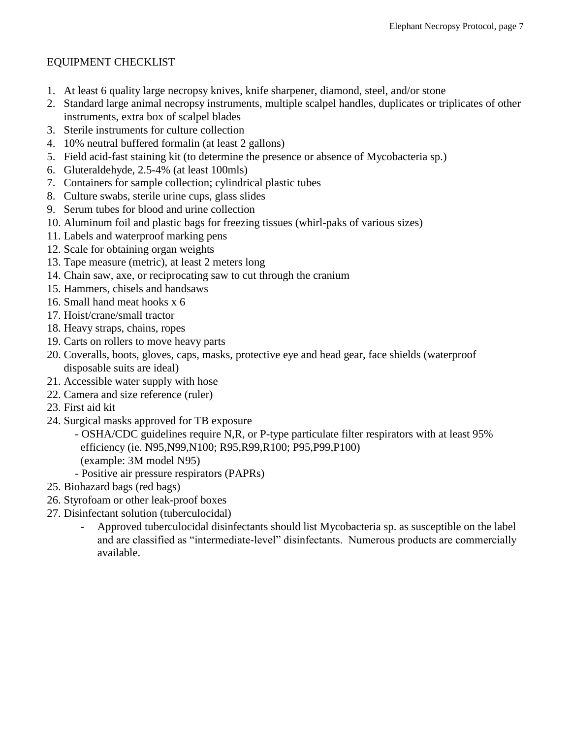## EQUIPMENT CHECKLIST

1. At least 6 quality large necropsy knives, knife sharpener, diamond, steel, and/or stone
2. Standard large animal necropsy instruments, multiple scalpel handles, duplicates or triplicates of other instruments, extra box of scalpel blades
3. Sterile instruments for culture collection
4. 10% neutral buffered formalin (at least 2 gallons)
5. Field acid-fast staining kit (to determine the presence or absence of Mycobacteria sp.)
6. Gluteraldehyde, 2.5-4% (at least 100mls)
7. Containers for sample collection; cylindrical plastic tubes
8. Culture swabs, sterile urine cups, glass slides
9. Serum tubes for blood and urine collection
10. Aluminum foil and plastic bags for freezing tissues (whirl-paks of various sizes)
11. Labels and waterproof marking pens
12. Scale for obtaining organ weights
13. Tape measure (metric), at least 2 meters long
14. Chain saw, axe, or reciprocating saw to cut through the cranium
15. Hammers, chisels and handsaws
16. Small hand meat hooks x 6
17. Hoist/crane/small tractor
18. Heavy straps, chains, ropes
19. Carts on rollers to move heavy parts
20. Coveralls, boots, gloves, caps, masks, protective eye and head gear, face shields (waterproof disposable suits are ideal)
21. Accessible water supply with hose
22. Camera and size reference (ruler)
23. First aid kit
24. Surgical masks approved for TB exposure
    - OSHA/CDC guidelines require N,R, or P-type particulate filter respirators with at least 95% efficiency (ie. N95,N99,N100; R95,R99,R100; P95,P99,P100) (example: 3M model N95)
    - Positive air pressure respirators (PAPRs)
25. Biohazard bags (red bags)
26. Styrofoam or other leak-proof boxes
27. Disinfectant solution (tuberculocidal)
    - Approved tuberculocidal disinfectants should list Mycobacteria sp. as susceptible on the label and are classified as "intermediate-level" disinfectants. Numerous products are commercially available.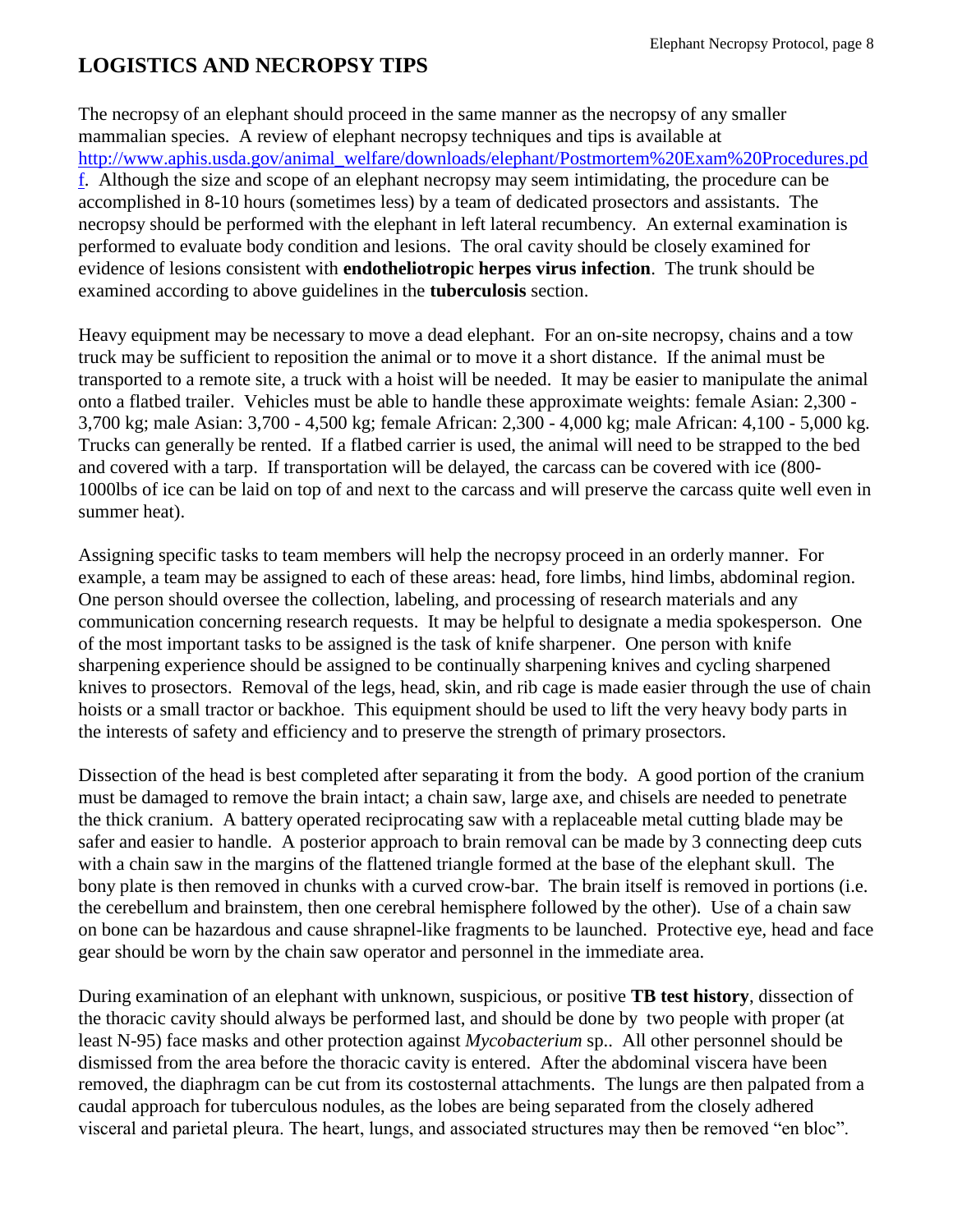## LOGISTICS AND NECROPSY TIPS

The necropsy of an elephant should proceed in the same manner as the necropsy of any smaller mammalian species. A review of elephant necropsy techniques and tips is available at [http://www.aphis.usda.gov/animal_welfare/downloads/elephant/Postmortem%20Exam%20Procedures.pdf](http://www.aphis.usda.gov/animal_welfare/downloads/elephant/Postmortem%20Exam%20Procedures.pdf). Although the size and scope of an elephant necropsy may seem intimidating, the procedure can be accomplished in 8-10 hours (sometimes less) by a team of dedicated prosectors and assistants. The necropsy should be performed with the elephant in left lateral recumbency. An external examination is performed to evaluate body condition and lesions. The oral cavity should be closely examined for evidence of lesions consistent with **endotheliotropic herpes virus infection**. The trunk should be examined according to above guidelines in the **tuberculosis** section.

Heavy equipment may be necessary to move a dead elephant. For an on-site necropsy, chains and a tow truck may be sufficient to reposition the animal or to move it a short distance. If the animal must be transported to a remote site, a truck with a hoist will be needed. It may be easier to manipulate the animal onto a flatbed trailer. Vehicles must be able to handle these approximate weights: female Asian: 2,300 - 3,700 kg; male Asian: 3,700 - 4,500 kg; female African: 2,300 - 4,000 kg; male African: 4,100 - 5,000 kg. Trucks can generally be rented. If a flatbed carrier is used, the animal will need to be strapped to the bed and covered with a tarp. If transportation will be delayed, the carcass can be covered with ice (800-1000lbs of ice can be laid on top of and next to the carcass and will preserve the carcass quite well even in summer heat).

Assigning specific tasks to team members will help the necropsy proceed in an orderly manner. For example, a team may be assigned to each of these areas: head, fore limbs, hind limbs, abdominal region. One person should oversee the collection, labeling, and processing of research materials and any communication concerning research requests. It may be helpful to designate a media spokesperson. One of the most important tasks to be assigned is the task of knife sharpener. One person with knife sharpening experience should be assigned to be continually sharpening knives and cycling sharpened knives to prosectors. Removal of the legs, head, skin, and rib cage is made easier through the use of chain hoists or a small tractor or backhoe. This equipment should be used to lift the very heavy body parts in the interests of safety and efficiency and to preserve the strength of primary prosectors.

Dissection of the head is best completed after separating it from the body. A good portion of the cranium must be damaged to remove the brain intact; a chain saw, large axe, and chisels are needed to penetrate the thick cranium. A battery operated reciprocating saw with a replaceable metal cutting blade may be safer and easier to handle. A posterior approach to brain removal can be made by 3 connecting deep cuts with a chain saw in the margins of the flattened triangle formed at the base of the elephant skull. The bony plate is then removed in chunks with a curved crow-bar. The brain itself is removed in portions (i.e. the cerebellum and brainstem, then one cerebral hemisphere followed by the other). Use of a chain saw on bone can be hazardous and cause shrapnel-like fragments to be launched. Protective eye, head and face gear should be worn by the chain saw operator and personnel in the immediate area.

During examination of an elephant with unknown, suspicious, or positive **TB test history**, dissection of the thoracic cavity should always be performed last, and should be done by two people with proper (at least N-95) face masks and other protection against *Mycobacterium* sp.. All other personnel should be dismissed from the area before the thoracic cavity is entered. After the abdominal viscera have been removed, the diaphragm can be cut from its costosternal attachments. The lungs are then palpated from a caudal approach for tuberculous nodules, as the lobes are being separated from the closely adhered visceral and parietal pleura. The heart, lungs, and associated structures may then be removed "en bloc".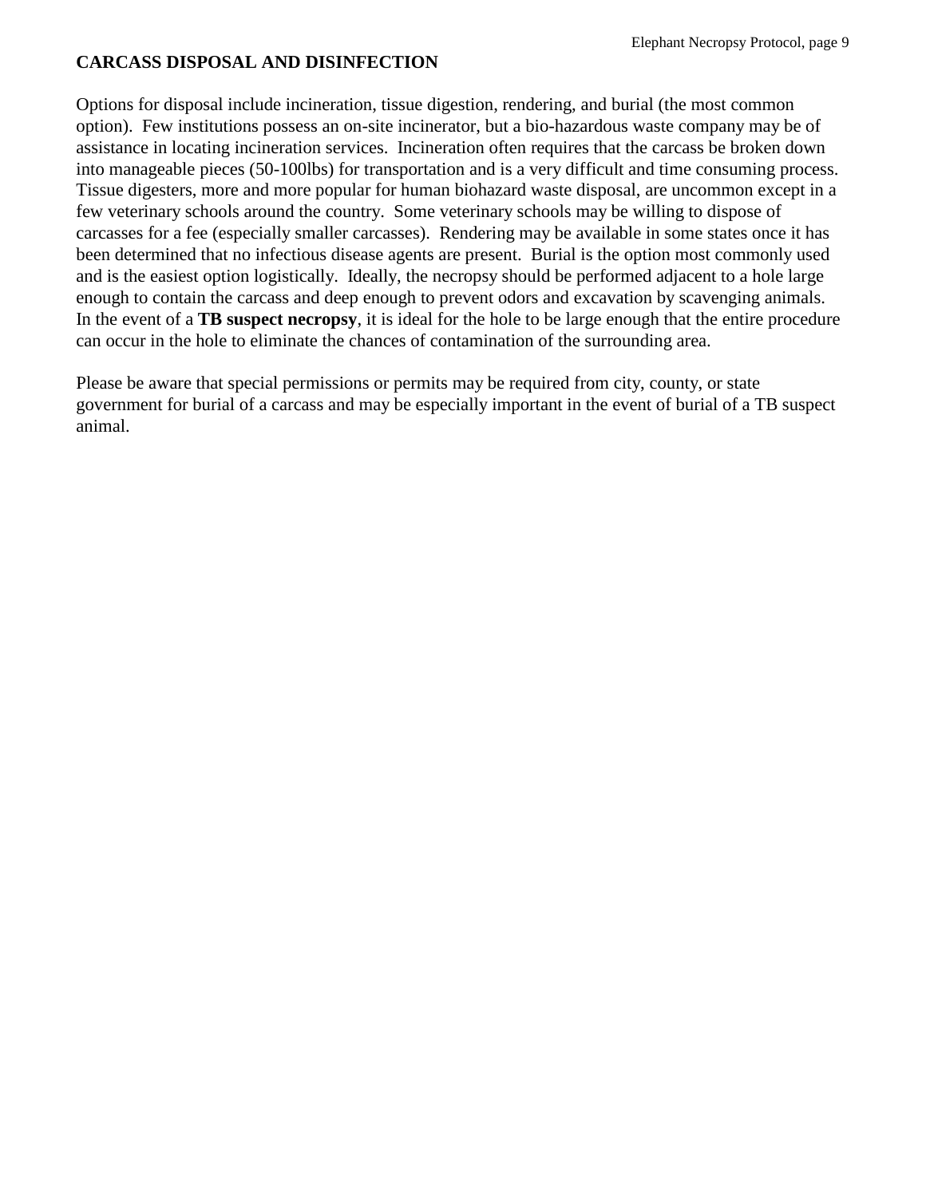## CARCASS DISPOSAL AND DISINFECTION

Options for disposal include incineration, tissue digestion, rendering, and burial (the most common option). Few institutions possess an on-site incinerator, but a bio-hazardous waste company may be of assistance in locating incineration services. Incineration often requires that the carcass be broken down into manageable pieces (50-100lbs) for transportation and is a very difficult and time consuming process. Tissue digesters, more and more popular for human biohazard waste disposal, are uncommon except in a few veterinary schools around the country. Some veterinary schools may be willing to dispose of carcasses for a fee (especially smaller carcasses). Rendering may be available in some states once it has been determined that no infectious disease agents are present. Burial is the option most commonly used and is the easiest option logistically. Ideally, the necropsy should be performed adjacent to a hole large enough to contain the carcass and deep enough to prevent odors and excavation by scavenging animals. In the event of a **TB suspect necropsy**, it is ideal for the hole to be large enough that the entire procedure can occur in the hole to eliminate the chances of contamination of the surrounding area.

Please be aware that special permissions or permits may be required from city, county, or state government for burial of a carcass and may be especially important in the event of burial of a TB suspect animal.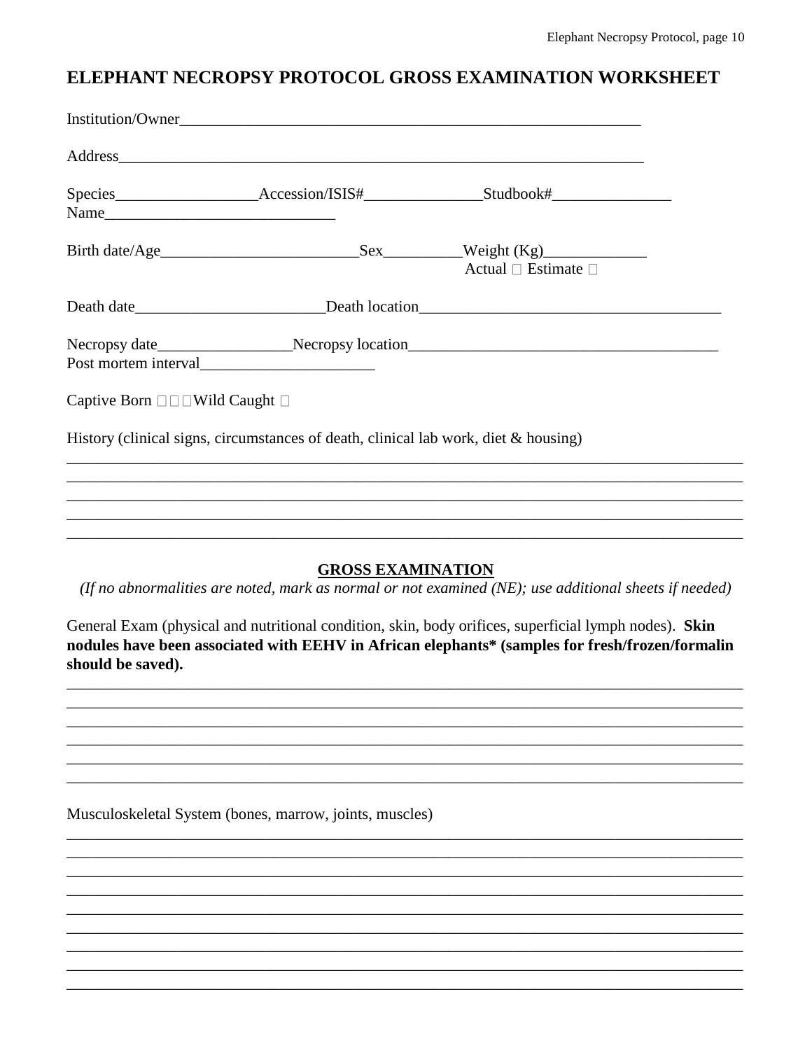# ELEPHANT NECROPSY PROTOCOL GROSS EXAMINATION WORKSHEET

Institution/Owner_____________________________________________________________

Address______________________________________________________________________

Species__________________Accession/ISIS#_______________Studbook#_______________
Name_____________________________

Birth date/Age_________________________Sex__________Weight (Kg)_____________
Actual ☐ Estimate ☐

Death date________________________Death location______________________________________

Necropsy date_________________Necropsy location_______________________________________
Post mortem interval______________________

Captive Born ☐ Wild Caught ☐

History (clinical signs, circumstances of death, clinical lab work, diet & housing)

______________________________________________________________________________________
______________________________________________________________________________________
______________________________________________________________________________________
______________________________________________________________________________________
______________________________________________________________________________________

## GROSS EXAMINATION

*(If no abnormalities are noted, mark as normal or not examined (NE); use additional sheets if needed)*

General Exam (physical and nutritional condition, skin, body orifices, superficial lymph nodes). **Skin nodules have been associated with EEHV in African elephants* (samples for fresh/frozen/formalin should be saved).**

______________________________________________________________________________________
______________________________________________________________________________________
______________________________________________________________________________________
______________________________________________________________________________________
______________________________________________________________________________________
______________________________________________________________________________________

Musculoskeletal System (bones, marrow, joints, muscles)

______________________________________________________________________________________
______________________________________________________________________________________
______________________________________________________________________________________
______________________________________________________________________________________
______________________________________________________________________________________
______________________________________________________________________________________
______________________________________________________________________________________
______________________________________________________________________________________
______________________________________________________________________________________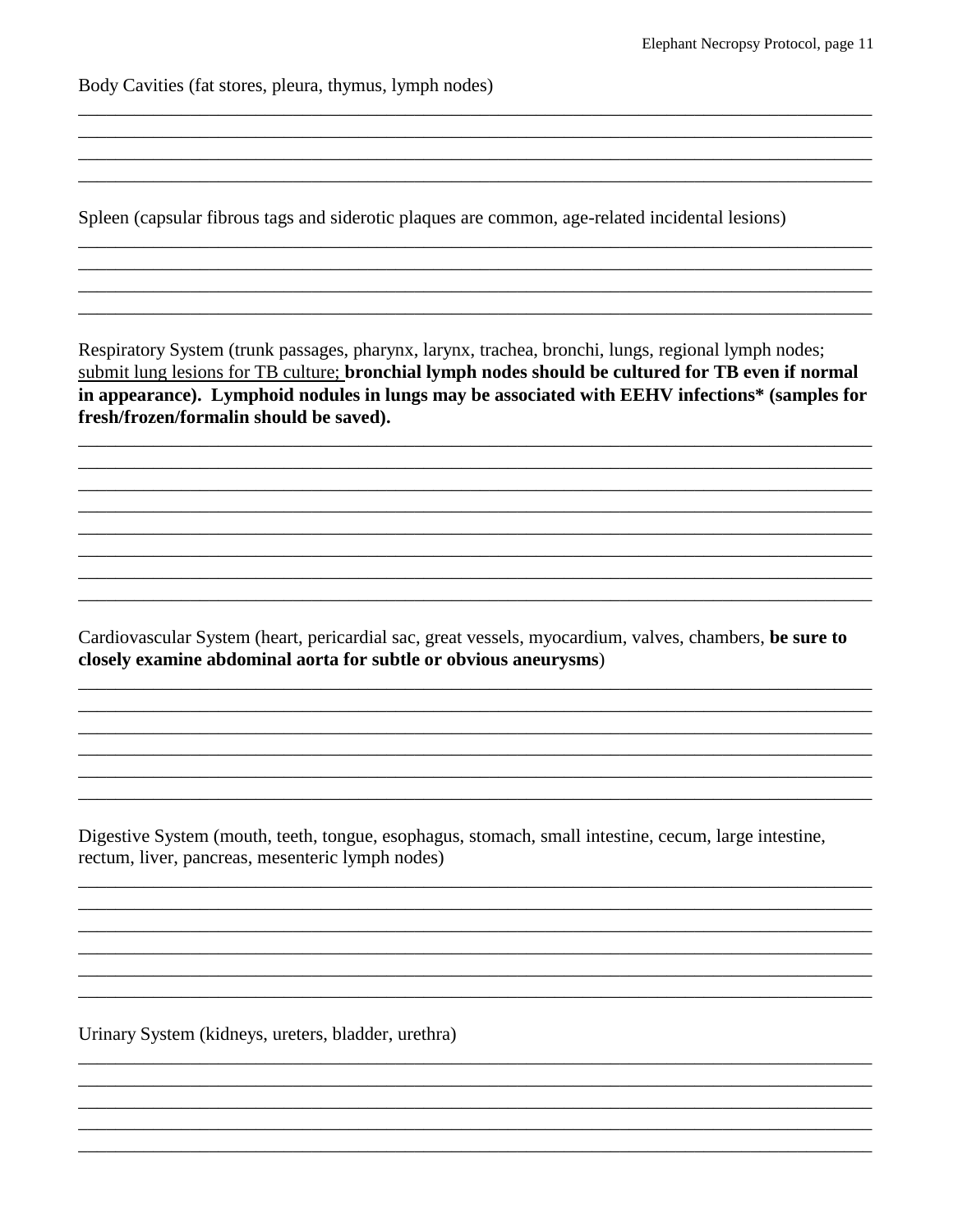Body Cavities (fat stores, pleura, thymus, lymph nodes)

\_\_\_\_\_\_\_\_\_\_\_\_\_\_\_\_\_\_\_\_\_\_\_\_\_\_\_\_\_\_\_\_\_\_\_\_\_\_\_\_\_\_\_\_\_\_\_\_\_\_\_\_\_\_\_\_\_\_\_\_\_\_\_\_\_\_\_\_\_\_\_\_\_\_\_\_\_\_
\_\_\_\_\_\_\_\_\_\_\_\_\_\_\_\_\_\_\_\_\_\_\_\_\_\_\_\_\_\_\_\_\_\_\_\_\_\_\_\_\_\_\_\_\_\_\_\_\_\_\_\_\_\_\_\_\_\_\_\_\_\_\_\_\_\_\_\_\_\_\_\_\_\_\_\_\_\_
\_\_\_\_\_\_\_\_\_\_\_\_\_\_\_\_\_\_\_\_\_\_\_\_\_\_\_\_\_\_\_\_\_\_\_\_\_\_\_\_\_\_\_\_\_\_\_\_\_\_\_\_\_\_\_\_\_\_\_\_\_\_\_\_\_\_\_\_\_\_\_\_\_\_\_\_\_\_
\_\_\_\_\_\_\_\_\_\_\_\_\_\_\_\_\_\_\_\_\_\_\_\_\_\_\_\_\_\_\_\_\_\_\_\_\_\_\_\_\_\_\_\_\_\_\_\_\_\_\_\_\_\_\_\_\_\_\_\_\_\_\_\_\_\_\_\_\_\_\_\_\_\_\_\_\_\_

Spleen (capsular fibrous tags and siderotic plaques are common, age-related incidental lesions)

\_\_\_\_\_\_\_\_\_\_\_\_\_\_\_\_\_\_\_\_\_\_\_\_\_\_\_\_\_\_\_\_\_\_\_\_\_\_\_\_\_\_\_\_\_\_\_\_\_\_\_\_\_\_\_\_\_\_\_\_\_\_\_\_\_\_\_\_\_\_\_\_\_\_\_\_\_\_
\_\_\_\_\_\_\_\_\_\_\_\_\_\_\_\_\_\_\_\_\_\_\_\_\_\_\_\_\_\_\_\_\_\_\_\_\_\_\_\_\_\_\_\_\_\_\_\_\_\_\_\_\_\_\_\_\_\_\_\_\_\_\_\_\_\_\_\_\_\_\_\_\_\_\_\_\_\_
\_\_\_\_\_\_\_\_\_\_\_\_\_\_\_\_\_\_\_\_\_\_\_\_\_\_\_\_\_\_\_\_\_\_\_\_\_\_\_\_\_\_\_\_\_\_\_\_\_\_\_\_\_\_\_\_\_\_\_\_\_\_\_\_\_\_\_\_\_\_\_\_\_\_\_\_\_\_
\_\_\_\_\_\_\_\_\_\_\_\_\_\_\_\_\_\_\_\_\_\_\_\_\_\_\_\_\_\_\_\_\_\_\_\_\_\_\_\_\_\_\_\_\_\_\_\_\_\_\_\_\_\_\_\_\_\_\_\_\_\_\_\_\_\_\_\_\_\_\_\_\_\_\_\_\_\_

Respiratory System (trunk passages, pharynx, larynx, trachea, bronchi, lungs, regional lymph nodes; <u>submit lung lesions for TB culture;</u> **bronchial lymph nodes should be cultured for TB even if normal in appearance). Lymphoid nodules in lungs may be associated with EEHV infections* (samples for fresh/frozen/formalin should be saved).**

\_\_\_\_\_\_\_\_\_\_\_\_\_\_\_\_\_\_\_\_\_\_\_\_\_\_\_\_\_\_\_\_\_\_\_\_\_\_\_\_\_\_\_\_\_\_\_\_\_\_\_\_\_\_\_\_\_\_\_\_\_\_\_\_\_\_\_\_\_\_\_\_\_\_\_\_\_\_
\_\_\_\_\_\_\_\_\_\_\_\_\_\_\_\_\_\_\_\_\_\_\_\_\_\_\_\_\_\_\_\_\_\_\_\_\_\_\_\_\_\_\_\_\_\_\_\_\_\_\_\_\_\_\_\_\_\_\_\_\_\_\_\_\_\_\_\_\_\_\_\_\_\_\_\_\_\_
\_\_\_\_\_\_\_\_\_\_\_\_\_\_\_\_\_\_\_\_\_\_\_\_\_\_\_\_\_\_\_\_\_\_\_\_\_\_\_\_\_\_\_\_\_\_\_\_\_\_\_\_\_\_\_\_\_\_\_\_\_\_\_\_\_\_\_\_\_\_\_\_\_\_\_\_\_\_
\_\_\_\_\_\_\_\_\_\_\_\_\_\_\_\_\_\_\_\_\_\_\_\_\_\_\_\_\_\_\_\_\_\_\_\_\_\_\_\_\_\_\_\_\_\_\_\_\_\_\_\_\_\_\_\_\_\_\_\_\_\_\_\_\_\_\_\_\_\_\_\_\_\_\_\_\_\_
\_\_\_\_\_\_\_\_\_\_\_\_\_\_\_\_\_\_\_\_\_\_\_\_\_\_\_\_\_\_\_\_\_\_\_\_\_\_\_\_\_\_\_\_\_\_\_\_\_\_\_\_\_\_\_\_\_\_\_\_\_\_\_\_\_\_\_\_\_\_\_\_\_\_\_\_\_\_
\_\_\_\_\_\_\_\_\_\_\_\_\_\_\_\_\_\_\_\_\_\_\_\_\_\_\_\_\_\_\_\_\_\_\_\_\_\_\_\_\_\_\_\_\_\_\_\_\_\_\_\_\_\_\_\_\_\_\_\_\_\_\_\_\_\_\_\_\_\_\_\_\_\_\_\_\_\_
\_\_\_\_\_\_\_\_\_\_\_\_\_\_\_\_\_\_\_\_\_\_\_\_\_\_\_\_\_\_\_\_\_\_\_\_\_\_\_\_\_\_\_\_\_\_\_\_\_\_\_\_\_\_\_\_\_\_\_\_\_\_\_\_\_\_\_\_\_\_\_\_\_\_\_\_\_\_
\_\_\_\_\_\_\_\_\_\_\_\_\_\_\_\_\_\_\_\_\_\_\_\_\_\_\_\_\_\_\_\_\_\_\_\_\_\_\_\_\_\_\_\_\_\_\_\_\_\_\_\_\_\_\_\_\_\_\_\_\_\_\_\_\_\_\_\_\_\_\_\_\_\_\_\_\_\_

Cardiovascular System (heart, pericardial sac, great vessels, myocardium, valves, chambers, **be sure to closely examine abdominal aorta for subtle or obvious aneurysms**)

\_\_\_\_\_\_\_\_\_\_\_\_\_\_\_\_\_\_\_\_\_\_\_\_\_\_\_\_\_\_\_\_\_\_\_\_\_\_\_\_\_\_\_\_\_\_\_\_\_\_\_\_\_\_\_\_\_\_\_\_\_\_\_\_\_\_\_\_\_\_\_\_\_\_\_\_\_\_
\_\_\_\_\_\_\_\_\_\_\_\_\_\_\_\_\_\_\_\_\_\_\_\_\_\_\_\_\_\_\_\_\_\_\_\_\_\_\_\_\_\_\_\_\_\_\_\_\_\_\_\_\_\_\_\_\_\_\_\_\_\_\_\_\_\_\_\_\_\_\_\_\_\_\_\_\_\_
\_\_\_\_\_\_\_\_\_\_\_\_\_\_\_\_\_\_\_\_\_\_\_\_\_\_\_\_\_\_\_\_\_\_\_\_\_\_\_\_\_\_\_\_\_\_\_\_\_\_\_\_\_\_\_\_\_\_\_\_\_\_\_\_\_\_\_\_\_\_\_\_\_\_\_\_\_\_
\_\_\_\_\_\_\_\_\_\_\_\_\_\_\_\_\_\_\_\_\_\_\_\_\_\_\_\_\_\_\_\_\_\_\_\_\_\_\_\_\_\_\_\_\_\_\_\_\_\_\_\_\_\_\_\_\_\_\_\_\_\_\_\_\_\_\_\_\_\_\_\_\_\_\_\_\_\_
\_\_\_\_\_\_\_\_\_\_\_\_\_\_\_\_\_\_\_\_\_\_\_\_\_\_\_\_\_\_\_\_\_\_\_\_\_\_\_\_\_\_\_\_\_\_\_\_\_\_\_\_\_\_\_\_\_\_\_\_\_\_\_\_\_\_\_\_\_\_\_\_\_\_\_\_\_\_
\_\_\_\_\_\_\_\_\_\_\_\_\_\_\_\_\_\_\_\_\_\_\_\_\_\_\_\_\_\_\_\_\_\_\_\_\_\_\_\_\_\_\_\_\_\_\_\_\_\_\_\_\_\_\_\_\_\_\_\_\_\_\_\_\_\_\_\_\_\_\_\_\_\_\_\_\_\_

Digestive System (mouth, teeth, tongue, esophagus, stomach, small intestine, cecum, large intestine, rectum, liver, pancreas, mesenteric lymph nodes)

\_\_\_\_\_\_\_\_\_\_\_\_\_\_\_\_\_\_\_\_\_\_\_\_\_\_\_\_\_\_\_\_\_\_\_\_\_\_\_\_\_\_\_\_\_\_\_\_\_\_\_\_\_\_\_\_\_\_\_\_\_\_\_\_\_\_\_\_\_\_\_\_\_\_\_\_\_\_
\_\_\_\_\_\_\_\_\_\_\_\_\_\_\_\_\_\_\_\_\_\_\_\_\_\_\_\_\_\_\_\_\_\_\_\_\_\_\_\_\_\_\_\_\_\_\_\_\_\_\_\_\_\_\_\_\_\_\_\_\_\_\_\_\_\_\_\_\_\_\_\_\_\_\_\_\_\_
\_\_\_\_\_\_\_\_\_\_\_\_\_\_\_\_\_\_\_\_\_\_\_\_\_\_\_\_\_\_\_\_\_\_\_\_\_\_\_\_\_\_\_\_\_\_\_\_\_\_\_\_\_\_\_\_\_\_\_\_\_\_\_\_\_\_\_\_\_\_\_\_\_\_\_\_\_\_
\_\_\_\_\_\_\_\_\_\_\_\_\_\_\_\_\_\_\_\_\_\_\_\_\_\_\_\_\_\_\_\_\_\_\_\_\_\_\_\_\_\_\_\_\_\_\_\_\_\_\_\_\_\_\_\_\_\_\_\_\_\_\_\_\_\_\_\_\_\_\_\_\_\_\_\_\_\_
\_\_\_\_\_\_\_\_\_\_\_\_\_\_\_\_\_\_\_\_\_\_\_\_\_\_\_\_\_\_\_\_\_\_\_\_\_\_\_\_\_\_\_\_\_\_\_\_\_\_\_\_\_\_\_\_\_\_\_\_\_\_\_\_\_\_\_\_\_\_\_\_\_\_\_\_\_\_
\_\_\_\_\_\_\_\_\_\_\_\_\_\_\_\_\_\_\_\_\_\_\_\_\_\_\_\_\_\_\_\_\_\_\_\_\_\_\_\_\_\_\_\_\_\_\_\_\_\_\_\_\_\_\_\_\_\_\_\_\_\_\_\_\_\_\_\_\_\_\_\_\_\_\_\_\_\_

Urinary System (kidneys, ureters, bladder, urethra)

\_\_\_\_\_\_\_\_\_\_\_\_\_\_\_\_\_\_\_\_\_\_\_\_\_\_\_\_\_\_\_\_\_\_\_\_\_\_\_\_\_\_\_\_\_\_\_\_\_\_\_\_\_\_\_\_\_\_\_\_\_\_\_\_\_\_\_\_\_\_\_\_\_\_\_\_\_\_
\_\_\_\_\_\_\_\_\_\_\_\_\_\_\_\_\_\_\_\_\_\_\_\_\_\_\_\_\_\_\_\_\_\_\_\_\_\_\_\_\_\_\_\_\_\_\_\_\_\_\_\_\_\_\_\_\_\_\_\_\_\_\_\_\_\_\_\_\_\_\_\_\_\_\_\_\_\_
\_\_\_\_\_\_\_\_\_\_\_\_\_\_\_\_\_\_\_\_\_\_\_\_\_\_\_\_\_\_\_\_\_\_\_\_\_\_\_\_\_\_\_\_\_\_\_\_\_\_\_\_\_\_\_\_\_\_\_\_\_\_\_\_\_\_\_\_\_\_\_\_\_\_\_\_\_\_
\_\_\_\_\_\_\_\_\_\_\_\_\_\_\_\_\_\_\_\_\_\_\_\_\_\_\_\_\_\_\_\_\_\_\_\_\_\_\_\_\_\_\_\_\_\_\_\_\_\_\_\_\_\_\_\_\_\_\_\_\_\_\_\_\_\_\_\_\_\_\_\_\_\_\_\_\_\_
\_\_\_\_\_\_\_\_\_\_\_\_\_\_\_\_\_\_\_\_\_\_\_\_\_\_\_\_\_\_\_\_\_\_\_\_\_\_\_\_\_\_\_\_\_\_\_\_\_\_\_\_\_\_\_\_\_\_\_\_\_\_\_\_\_\_\_\_\_\_\_\_\_\_\_\_\_\_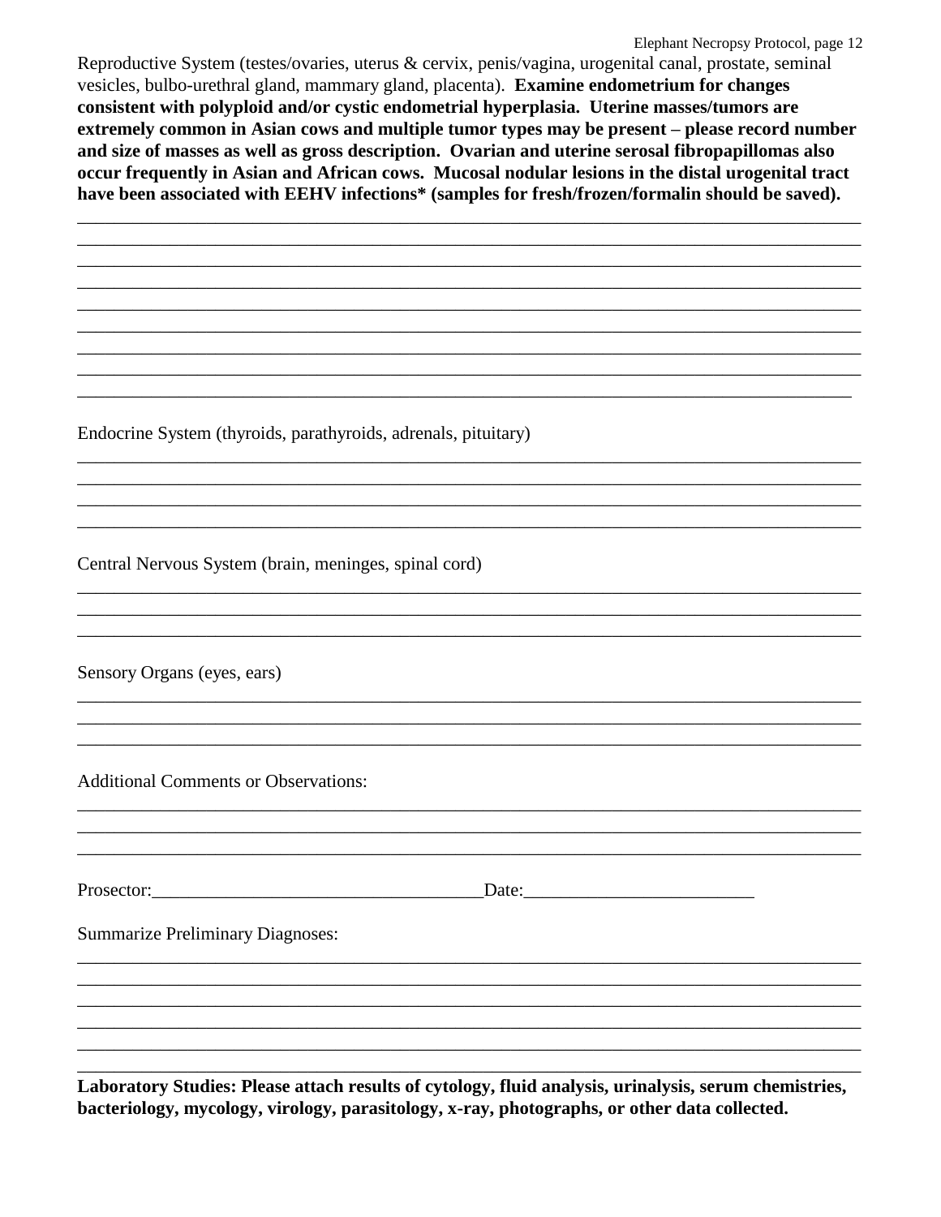Reproductive System (testes/ovaries, uterus & cervix, penis/vagina, urogenital canal, prostate, seminal vesicles, bulbo-urethral gland, mammary gland, placenta). **Examine endometrium for changes consistent with polyploid and/or cystic endometrial hyperplasia. Uterine masses/tumors are extremely common in Asian cows and multiple tumor types may be present – please record number and size of masses as well as gross description. Ovarian and uterine serosal fibropapillomas also occur frequently in Asian and African cows. Mucosal nodular lesions in the distal urogenital tract have been associated with EEHV infections* (samples for fresh/frozen/formalin should be saved).**

______________________________________________________________________________________
______________________________________________________________________________________
______________________________________________________________________________________
______________________________________________________________________________________
______________________________________________________________________________________
______________________________________________________________________________________
______________________________________________________________________________________
______________________________________________________________________________________
______________________________________________________________________________________

Endocrine System (thyroids, parathyroids, adrenals, pituitary)

______________________________________________________________________________________
______________________________________________________________________________________
______________________________________________________________________________________
______________________________________________________________________________________

Central Nervous System (brain, meninges, spinal cord)

______________________________________________________________________________________
______________________________________________________________________________________
______________________________________________________________________________________

Sensory Organs (eyes, ears)

______________________________________________________________________________________
______________________________________________________________________________________
______________________________________________________________________________________

Additional Comments or Observations:

______________________________________________________________________________________
______________________________________________________________________________________
______________________________________________________________________________________

Prosector:___________________________________Date:________________________

Summarize Preliminary Diagnoses:

______________________________________________________________________________________
______________________________________________________________________________________
______________________________________________________________________________________
______________________________________________________________________________________
______________________________________________________________________________________
______________________________________________________________________________________

**Laboratory Studies: Please attach results of cytology, fluid analysis, urinalysis, serum chemistries, bacteriology, mycology, virology, parasitology, x-ray, photographs, or other data collected.**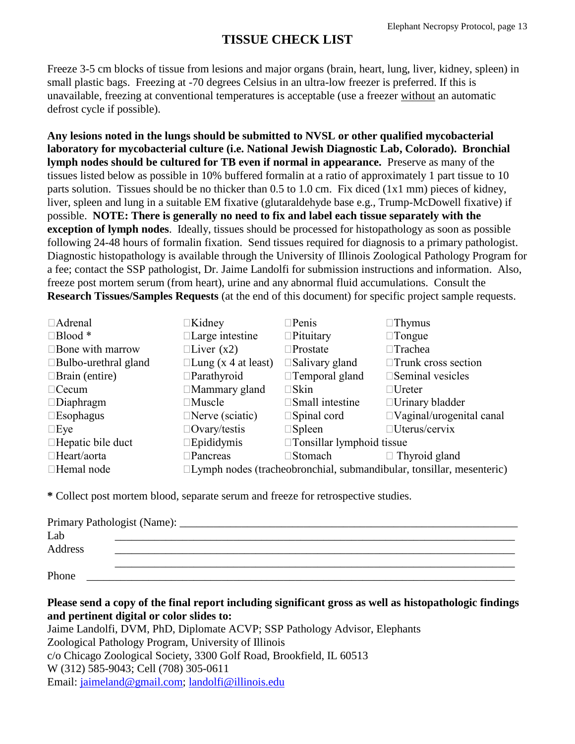# TISSUE CHECK LIST

Freeze 3-5 cm blocks of tissue from lesions and major organs (brain, heart, lung, liver, kidney, spleen) in small plastic bags. Freezing at -70 degrees Celsius in an ultra-low freezer is preferred. If this is unavailable, freezing at conventional temperatures is acceptable (use a freezer without an automatic defrost cycle if possible).

**Any lesions noted in the lungs should be submitted to NVSL or other qualified mycobacterial laboratory for mycobacterial culture (i.e. National Jewish Diagnostic Lab, Colorado). Bronchial lymph nodes should be cultured for TB even if normal in appearance.** Preserve as many of the tissues listed below as possible in 10% buffered formalin at a ratio of approximately 1 part tissue to 10 parts solution. Tissues should be no thicker than 0.5 to 1.0 cm. Fix diced (1x1 mm) pieces of kidney, liver, spleen and lung in a suitable EM fixative (glutaraldehyde base e.g., Trump-McDowell fixative) if possible. **NOTE: There is generally no need to fix and label each tissue separately with the exception of lymph nodes**. Ideally, tissues should be processed for histopathology as soon as possible following 24-48 hours of formalin fixation. Send tissues required for diagnosis to a primary pathologist. Diagnostic histopathology is available through the University of Illinois Zoological Pathology Program for a fee; contact the SSP pathologist, Dr. Jaime Landolfi for submission instructions and information. Also, freeze post mortem serum (from heart), urine and any abnormal fluid accumulations. Consult the **Research Tissues/Samples Requests** (at the end of this document) for specific project sample requests.

| | | | |
|---|---|---|---|
| ☐Adrenal | ☐Kidney | ☐Penis | ☐Thymus |
| ☐Blood * | ☐Large intestine | ☐Pituitary | ☐Tongue |
| ☐Bone with marrow | ☐Liver (x2) | ☐Prostate | ☐Trachea |
| ☐Bulbo-urethral gland | ☐Lung (x 4 at least) | ☐Salivary gland | ☐Trunk cross section |
| ☐Brain (entire) | ☐Parathyroid | ☐Temporal gland | ☐Seminal vesicles |
| ☐Cecum | ☐Mammary gland | ☐Skin | ☐Ureter |
| ☐Diaphragm | ☐Muscle | ☐Small intestine | ☐Urinary bladder |
| ☐Esophagus | ☐Nerve (sciatic) | ☐Spinal cord | ☐Vaginal/urogenital canal |
| ☐Eye | ☐Ovary/testis | ☐Spleen | ☐Uterus/cervix |
| ☐Hepatic bile duct | ☐Epididymis | ☐Tonsillar lymphoid tissue | |
| ☐Heart/aorta | ☐Pancreas | ☐Stomach | ☐ Thyroid gland |
| ☐Hemal node | ☐Lymph nodes (tracheobronchial, submandibular, tonsillar, mesenteric) | | |

**\*** Collect post mortem blood, separate serum and freeze for retrospective studies.

Primary Pathologist (Name): ________________________________________________

Lab ________________________________________________

Address ________________________________________________

________________________________________________

Phone ________________________________________________

**Please send a copy of the final report including significant gross as well as histopathologic findings and pertinent digital or color slides to:**

Jaime Landolfi, DVM, PhD, Diplomate ACVP; SSP Pathology Advisor, Elephants
Zoological Pathology Program, University of Illinois
c/o Chicago Zoological Society, 3300 Golf Road, Brookfield, IL 60513
W (312) 585-9043; Cell (708) 305-0611
Email: jaimeland@gmail.com; landolfi@illinois.edu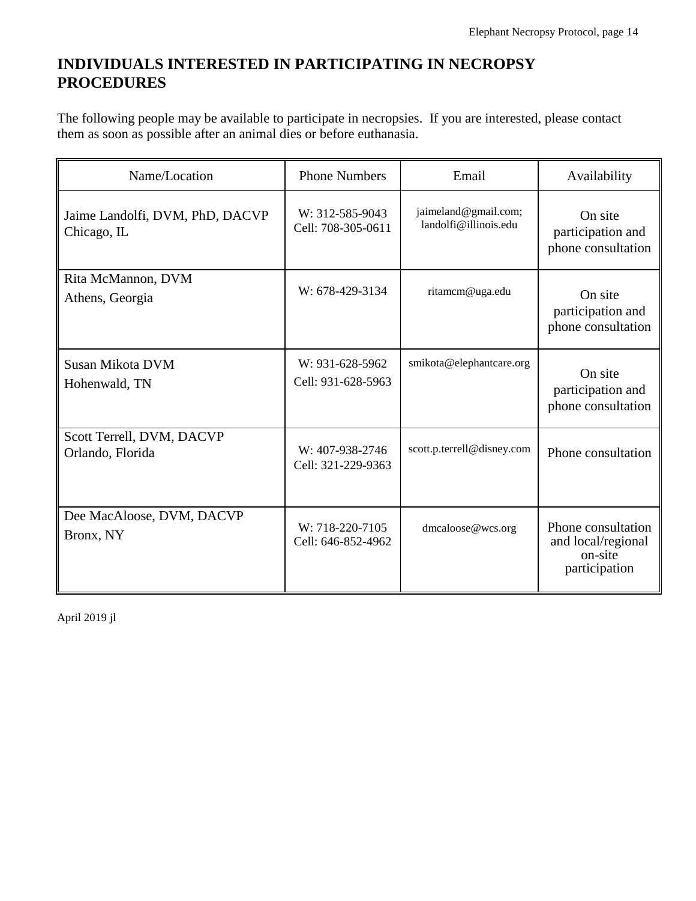## INDIVIDUALS INTERESTED IN PARTICIPATING IN NECROPSY PROCEDURES

The following people may be available to participate in necropsies. If you are interested, please contact them as soon as possible after an animal dies or before euthanasia.

| Name/Location | Phone Numbers | Email | Availability |
|---|---|---|---|
| Jaime Landolfi, DVM, PhD, DACVP<br>Chicago, IL | W: 312-585-9043<br>Cell: 708-305-0611 | jaimeland@gmail.com;<br>landolfi@illinois.edu | On site participation and phone consultation |
| Rita McMannon, DVM<br>Athens, Georgia | W: 678-429-3134 | ritamcm@uga.edu | On site participation and phone consultation |
| Susan Mikota DVM<br>Hohenwald, TN | W: 931-628-5962<br>Cell: 931-628-5963 | smikota@elephantcare.org | On site participation and phone consultation |
| Scott Terrell, DVM, DACVP<br>Orlando, Florida | W: 407-938-2746<br>Cell: 321-229-9363 | scott.p.terrell@disney.com | Phone consultation |
| Dee MacAloose, DVM, DACVP<br>Bronx, NY | W: 718-220-7105<br>Cell: 646-852-4962 | dmcaloose@wcs.org | Phone consultation and local/regional on-site participation |

April 2019 jl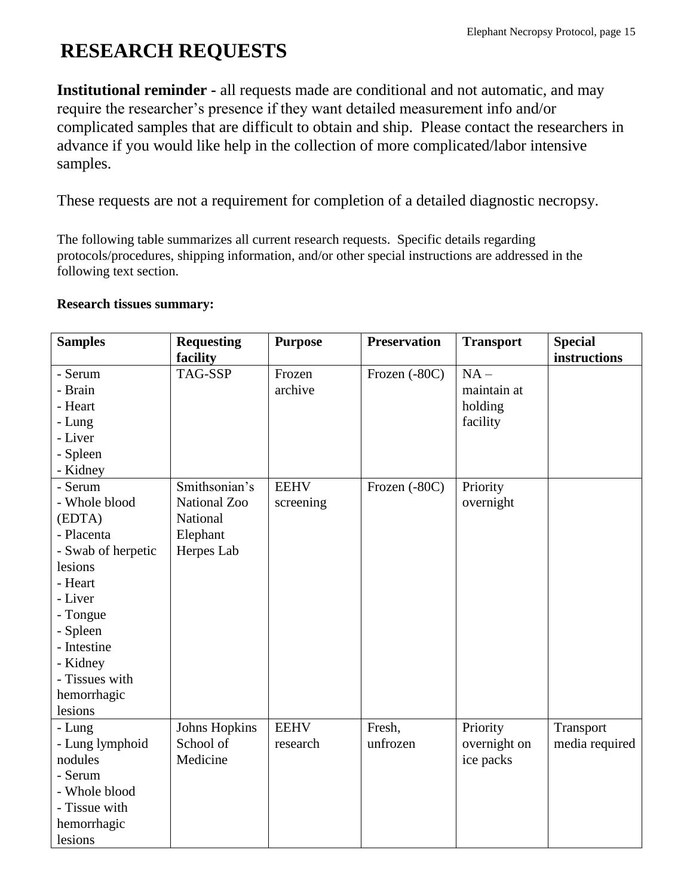# RESEARCH REQUESTS

**Institutional reminder -** all requests made are conditional and not automatic, and may require the researcher's presence if they want detailed measurement info and/or complicated samples that are difficult to obtain and ship. Please contact the researchers in advance if you would like help in the collection of more complicated/labor intensive samples.

These requests are not a requirement for completion of a detailed diagnostic necropsy.

The following table summarizes all current research requests. Specific details regarding protocols/procedures, shipping information, and/or other special instructions are addressed in the following text section.

**Research tissues summary:**

| Samples | Requesting facility | Purpose | Preservation | Transport | Special instructions |
|---|---|---|---|---|---|
| - Serum<br>- Brain<br>- Heart<br>- Lung<br>- Liver<br>- Spleen<br>- Kidney | TAG-SSP | Frozen archive | Frozen (-80C) | NA – maintain at holding facility | |
| - Serum<br>- Whole blood (EDTA)<br>- Placenta<br>- Swab of herpetic lesions<br>- Heart<br>- Liver<br>- Tongue<br>- Spleen<br>- Intestine<br>- Kidney<br>- Tissues with hemorrhagic lesions | Smithsonian's National Zoo National Elephant Herpes Lab | EEHV screening | Frozen (-80C) | Priority overnight | |
| - Lung<br>- Lung lymphoid nodules<br>- Serum<br>- Whole blood<br>- Tissue with hemorrhagic lesions | Johns Hopkins School of Medicine | EEHV research | Fresh, unfrozen | Priority overnight on ice packs | Transport media required |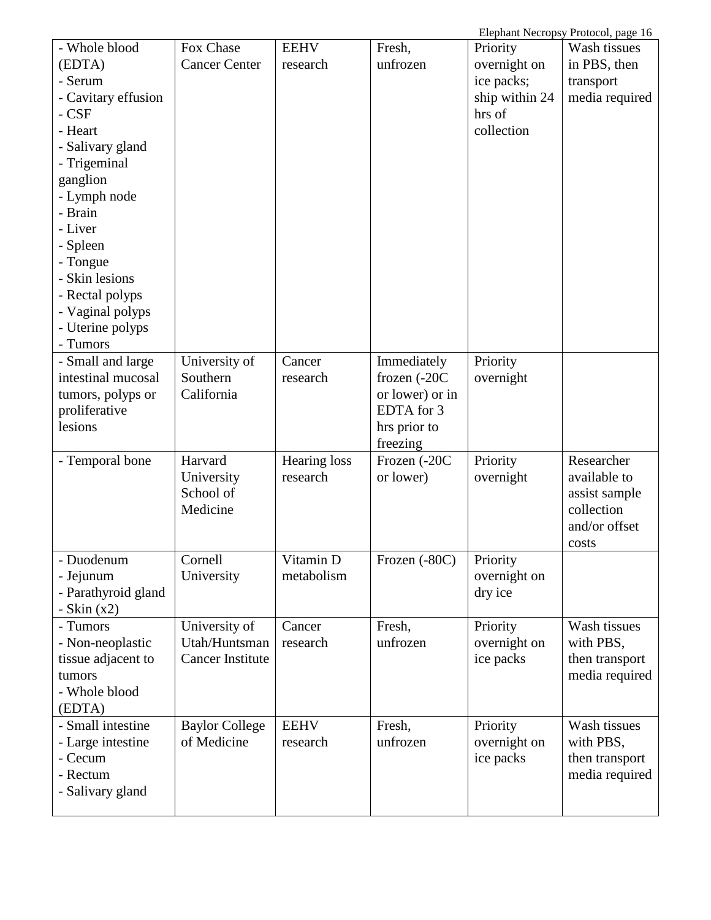| - Whole blood (EDTA)<br>- Serum<br>- Cavitary effusion<br>- CSF<br>- Heart<br>- Salivary gland<br>- Trigeminal ganglion<br>- Lymph node<br>- Brain<br>- Liver<br>- Spleen<br>- Tongue<br>- Skin lesions<br>- Rectal polyps<br>- Vaginal polyps<br>- Uterine polyps<br>- Tumors | Fox Chase Cancer Center | EEHV research | Fresh, unfrozen | Priority overnight on ice packs; ship within 24 hrs of collection | Wash tissues in PBS, then transport media required |
|---|---|---|---|---|---|
| - Small and large intestinal mucosal tumors, polyps or proliferative lesions | University of Southern California | Cancer research | Immediately frozen (-20C or lower) or in EDTA for 3 hrs prior to freezing | Priority overnight | |
| - Temporal bone | Harvard University School of Medicine | Hearing loss research | Frozen (-20C or lower) | Priority overnight | Researcher available to assist sample collection and/or offset costs |
| - Duodenum<br>- Jejunum<br>- Parathyroid gland<br>- Skin (x2) | Cornell University | Vitamin D metabolism | Frozen (-80C) | Priority overnight on dry ice | |
| - Tumors<br>- Non-neoplastic tissue adjacent to tumors<br>- Whole blood (EDTA) | University of Utah/Huntsman Cancer Institute | Cancer research | Fresh, unfrozen | Priority overnight on ice packs | Wash tissues with PBS, then transport media required |
| - Small intestine<br>- Large intestine<br>- Cecum<br>- Rectum<br>- Salivary gland | Baylor College of Medicine | EEHV research | Fresh, unfrozen | Priority overnight on ice packs | Wash tissues with PBS, then transport media required |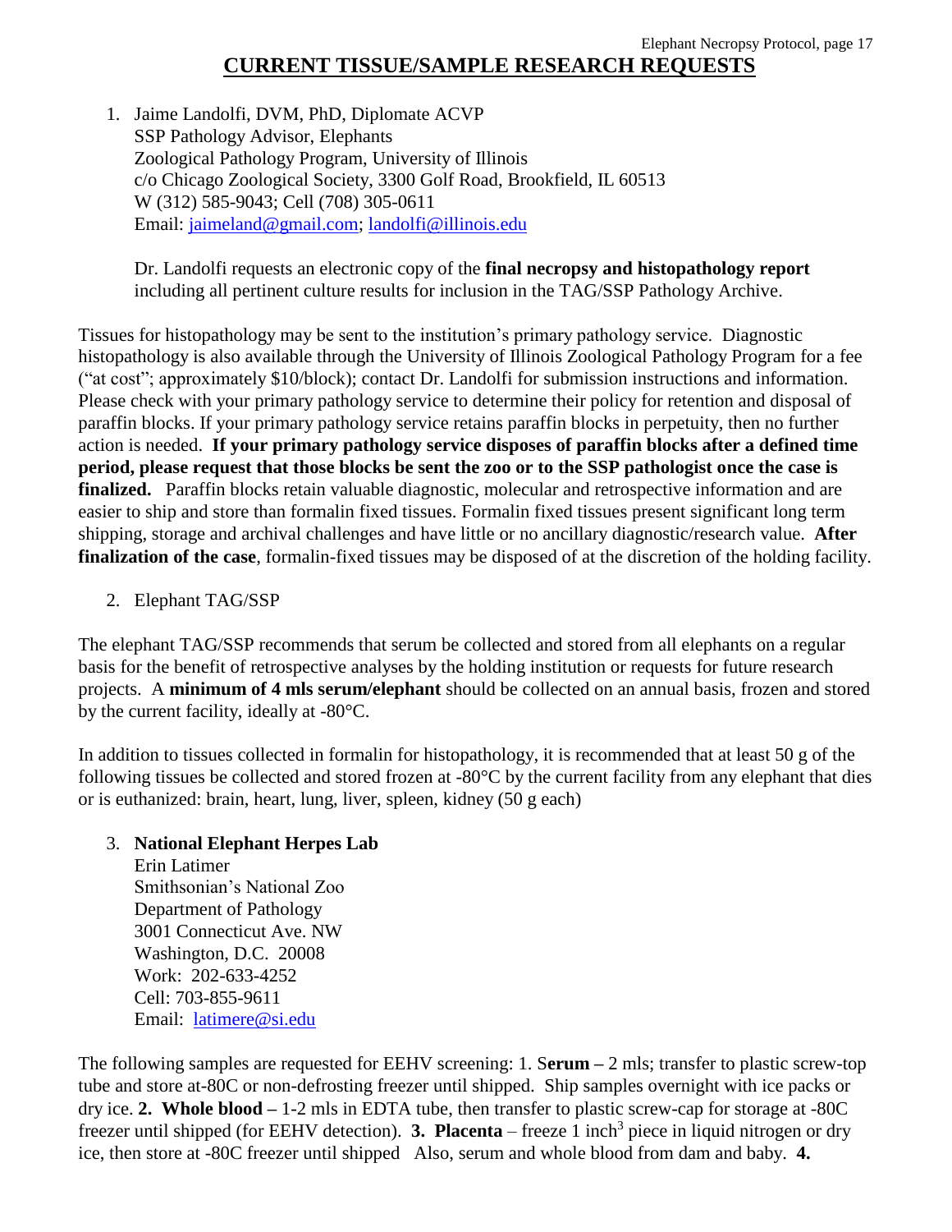# CURRENT TISSUE/SAMPLE RESEARCH REQUESTS

1. Jaime Landolfi, DVM, PhD, Diplomate ACVP
   SSP Pathology Advisor, Elephants
   Zoological Pathology Program, University of Illinois
   c/o Chicago Zoological Society, 3300 Golf Road, Brookfield, IL 60513
   W (312) 585-9043; Cell (708) 305-0611
   Email: jaimeland@gmail.com; landolfi@illinois.edu

   Dr. Landolfi requests an electronic copy of the **final necropsy and histopathology report** including all pertinent culture results for inclusion in the TAG/SSP Pathology Archive.

Tissues for histopathology may be sent to the institution's primary pathology service. Diagnostic histopathology is also available through the University of Illinois Zoological Pathology Program for a fee ("at cost"; approximately $10/block); contact Dr. Landolfi for submission instructions and information. Please check with your primary pathology service to determine their policy for retention and disposal of paraffin blocks. If your primary pathology service retains paraffin blocks in perpetuity, then no further action is needed. **If your primary pathology service disposes of paraffin blocks after a defined time period, please request that those blocks be sent the zoo or to the SSP pathologist once the case is finalized.** Paraffin blocks retain valuable diagnostic, molecular and retrospective information and are easier to ship and store than formalin fixed tissues. Formalin fixed tissues present significant long term shipping, storage and archival challenges and have little or no ancillary diagnostic/research value. **After finalization of the case**, formalin-fixed tissues may be disposed of at the discretion of the holding facility.

2. Elephant TAG/SSP

The elephant TAG/SSP recommends that serum be collected and stored from all elephants on a regular basis for the benefit of retrospective analyses by the holding institution or requests for future research projects. A **minimum of 4 mls serum/elephant** should be collected on an annual basis, frozen and stored by the current facility, ideally at -80°C.

In addition to tissues collected in formalin for histopathology, it is recommended that at least 50 g of the following tissues be collected and stored frozen at -80°C by the current facility from any elephant that dies or is euthanized: brain, heart, lung, liver, spleen, kidney (50 g each)

3. **National Elephant Herpes Lab**
   Erin Latimer
   Smithsonian's National Zoo
   Department of Pathology
   3001 Connecticut Ave. NW
   Washington, D.C. 20008
   Work: 202-633-4252
   Cell: 703-855-9611
   Email: latimere@si.edu

The following samples are requested for EEHV screening: 1. S**erum –** 2 mls; transfer to plastic screw-top tube and store at-80C or non-defrosting freezer until shipped. Ship samples overnight with ice packs or dry ice. **2. Whole blood –** 1-2 mls in EDTA tube, then transfer to plastic screw-cap for storage at -80C freezer until shipped (for EEHV detection). **3. Placenta** – freeze 1 inch$^3$ piece in liquid nitrogen or dry ice, then store at -80C freezer until shipped Also, serum and whole blood from dam and baby. **4.**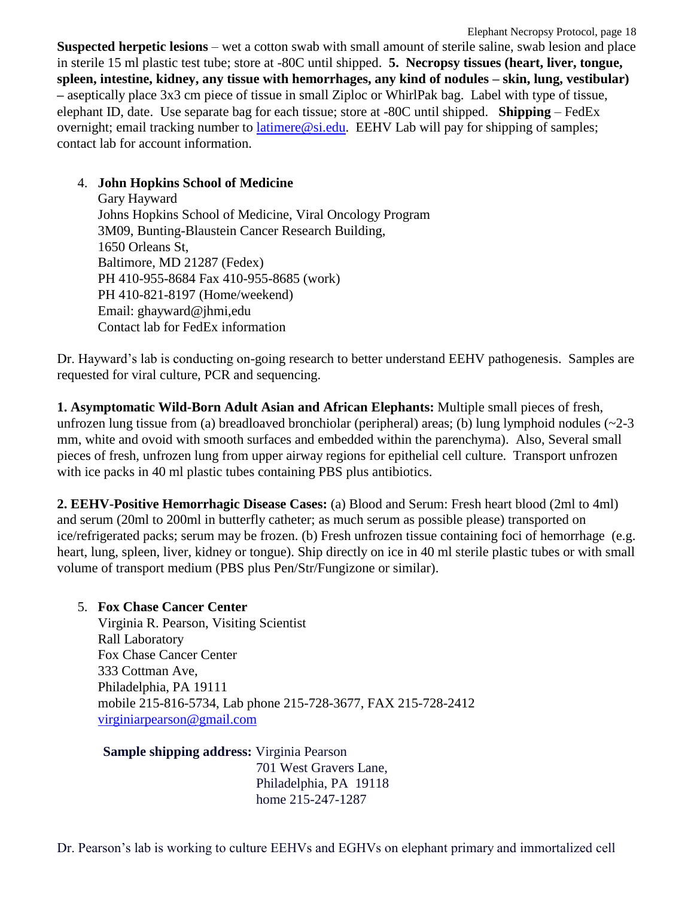**Suspected herpetic lesions** – wet a cotton swab with small amount of sterile saline, swab lesion and place in sterile 15 ml plastic test tube; store at -80C until shipped. **5. Necropsy tissues (heart, liver, tongue, spleen, intestine, kidney, any tissue with hemorrhages, any kind of nodules – skin, lung, vestibular) –** aseptically place 3x3 cm piece of tissue in small Ziploc or WhirlPak bag. Label with type of tissue, elephant ID, date. Use separate bag for each tissue; store at -80C until shipped. **Shipping** – FedEx overnight; email tracking number to latimere@si.edu. EEHV Lab will pay for shipping of samples; contact lab for account information.

4. **John Hopkins School of Medicine**
   Gary Hayward
   Johns Hopkins School of Medicine, Viral Oncology Program
   3M09, Bunting-Blaustein Cancer Research Building,
   1650 Orleans St,
   Baltimore, MD 21287 (Fedex)
   PH 410-955-8684 Fax 410-955-8685 (work)
   PH 410-821-8197 (Home/weekend)
   Email: ghayward@jhmi,edu
   Contact lab for FedEx information

Dr. Hayward's lab is conducting on-going research to better understand EEHV pathogenesis. Samples are requested for viral culture, PCR and sequencing.

**1. Asymptomatic Wild-Born Adult Asian and African Elephants:** Multiple small pieces of fresh, unfrozen lung tissue from (a) breadloaved bronchiolar (peripheral) areas; (b) lung lymphoid nodules (~2-3 mm, white and ovoid with smooth surfaces and embedded within the parenchyma). Also, Several small pieces of fresh, unfrozen lung from upper airway regions for epithelial cell culture. Transport unfrozen with ice packs in 40 ml plastic tubes containing PBS plus antibiotics.

**2. EEHV-Positive Hemorrhagic Disease Cases:** (a) Blood and Serum: Fresh heart blood (2ml to 4ml) and serum (20ml to 200ml in butterfly catheter; as much serum as possible please) transported on ice/refrigerated packs; serum may be frozen. (b) Fresh unfrozen tissue containing foci of hemorrhage (e.g. heart, lung, spleen, liver, kidney or tongue). Ship directly on ice in 40 ml sterile plastic tubes or with small volume of transport medium (PBS plus Pen/Str/Fungizone or similar).

5. **Fox Chase Cancer Center**
   Virginia R. Pearson, Visiting Scientist
   Rall Laboratory
   Fox Chase Cancer Center
   333 Cottman Ave,
   Philadelphia, PA 19111
   mobile 215-816-5734, Lab phone 215-728-3677, FAX 215-728-2412
   virginiarpearson@gmail.com

   **Sample shipping address:** Virginia Pearson
   701 West Gravers Lane,
   Philadelphia, PA 19118
   home 215-247-1287

Dr. Pearson's lab is working to culture EEHVs and EGHVs on elephant primary and immortalized cell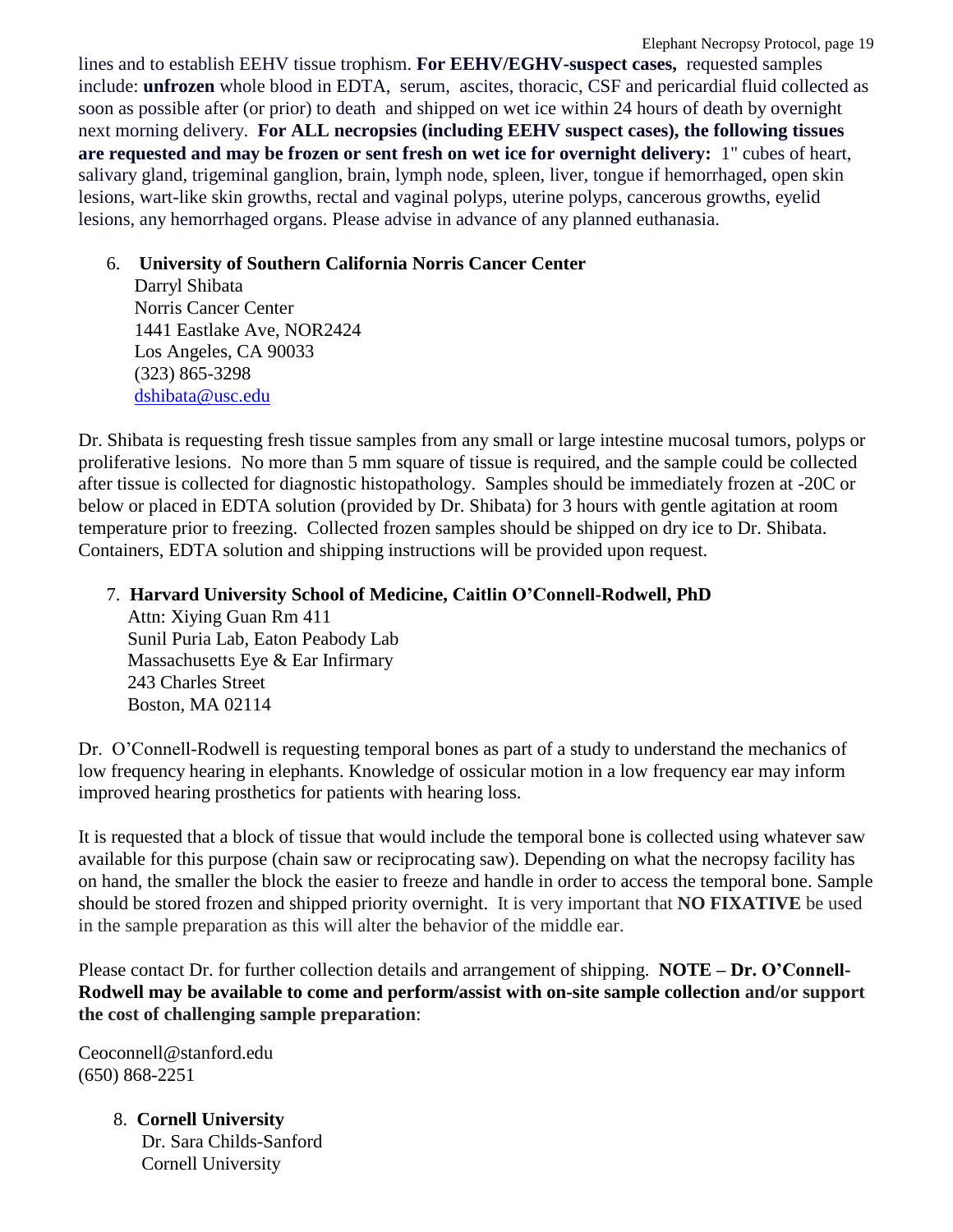lines and to establish EEHV tissue trophism. **For EEHV/EGHV-suspect cases,** requested samples include: **unfrozen** whole blood in EDTA, serum, ascites, thoracic, CSF and pericardial fluid collected as soon as possible after (or prior) to death and shipped on wet ice within 24 hours of death by overnight next morning delivery. **For ALL necropsies (including EEHV suspect cases), the following tissues are requested and may be frozen or sent fresh on wet ice for overnight delivery:** 1" cubes of heart, salivary gland, trigeminal ganglion, brain, lymph node, spleen, liver, tongue if hemorrhaged, open skin lesions, wart-like skin growths, rectal and vaginal polyps, uterine polyps, cancerous growths, eyelid lesions, any hemorrhaged organs. Please advise in advance of any planned euthanasia.

6. **University of Southern California Norris Cancer Center**
   Darryl Shibata
   Norris Cancer Center
   1441 Eastlake Ave, NOR2424
   Los Angeles, CA 90033
   (323) 865-3298
   dshibata@usc.edu

Dr. Shibata is requesting fresh tissue samples from any small or large intestine mucosal tumors, polyps or proliferative lesions. No more than 5 mm square of tissue is required, and the sample could be collected after tissue is collected for diagnostic histopathology. Samples should be immediately frozen at -20C or below or placed in EDTA solution (provided by Dr. Shibata) for 3 hours with gentle agitation at room temperature prior to freezing. Collected frozen samples should be shipped on dry ice to Dr. Shibata. Containers, EDTA solution and shipping instructions will be provided upon request.

7. **Harvard University School of Medicine, Caitlin O'Connell-Rodwell, PhD**
   Attn: Xiying Guan Rm 411
   Sunil Puria Lab, Eaton Peabody Lab
   Massachusetts Eye & Ear Infirmary
   243 Charles Street
   Boston, MA 02114

Dr. O'Connell-Rodwell is requesting temporal bones as part of a study to understand the mechanics of low frequency hearing in elephants. Knowledge of ossicular motion in a low frequency ear may inform improved hearing prosthetics for patients with hearing loss.

It is requested that a block of tissue that would include the temporal bone is collected using whatever saw available for this purpose (chain saw or reciprocating saw). Depending on what the necropsy facility has on hand, the smaller the block the easier to freeze and handle in order to access the temporal bone. Sample should be stored frozen and shipped priority overnight. It is very important that **NO FIXATIVE** be used in the sample preparation as this will alter the behavior of the middle ear.

Please contact Dr. for further collection details and arrangement of shipping. **NOTE – Dr. O'Connell-Rodwell may be available to come and perform/assist with on-site sample collection and/or support the cost of challenging sample preparation**:

Ceoconnell@stanford.edu
(650) 868-2251

8. **Cornell University**
   Dr. Sara Childs-Sanford
   Cornell University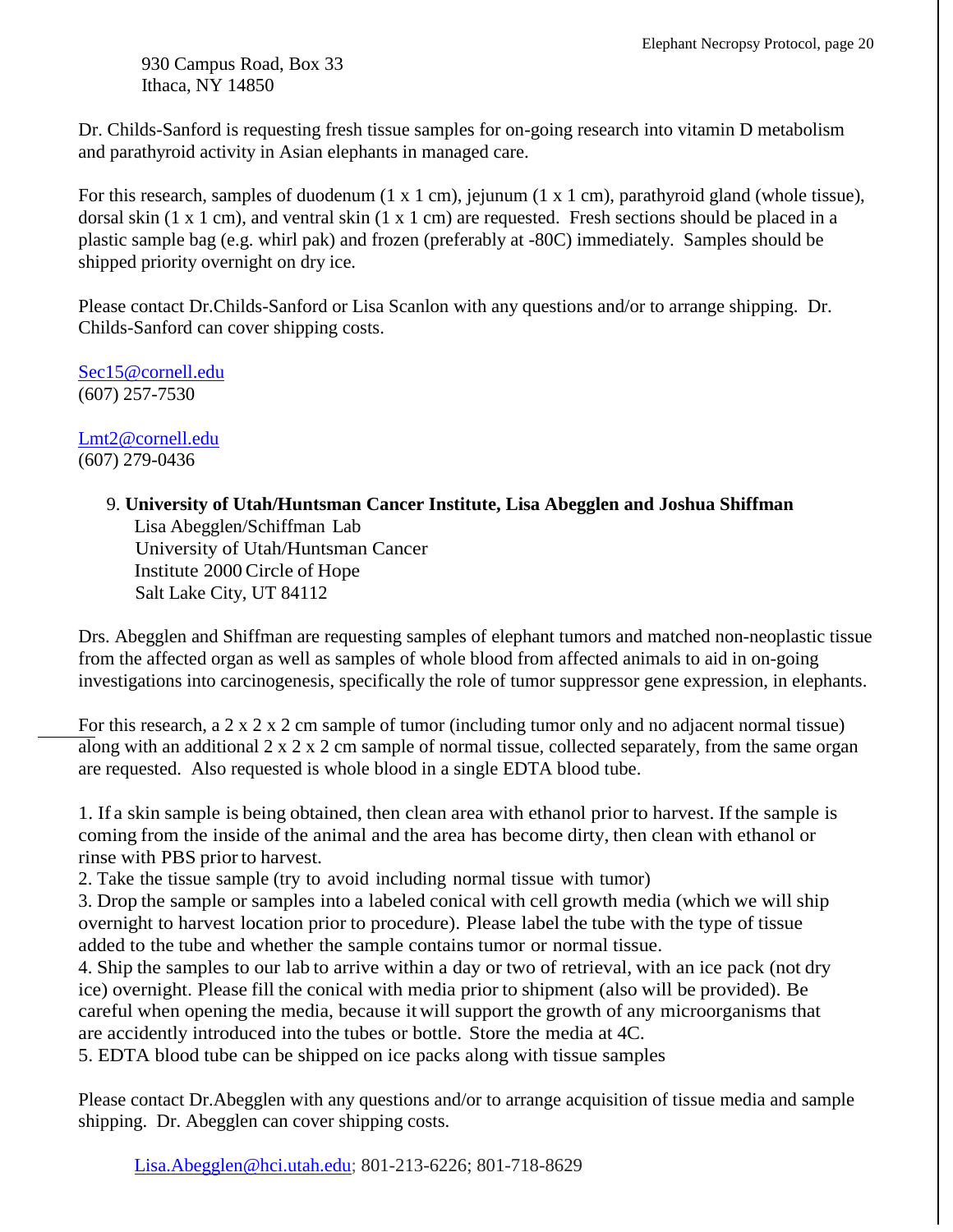930 Campus Road, Box 33
Ithaca, NY 14850

Dr. Childs-Sanford is requesting fresh tissue samples for on-going research into vitamin D metabolism and parathyroid activity in Asian elephants in managed care.

For this research, samples of duodenum (1 x 1 cm), jejunum (1 x 1 cm), parathyroid gland (whole tissue), dorsal skin (1 x 1 cm), and ventral skin (1 x 1 cm) are requested. Fresh sections should be placed in a plastic sample bag (e.g. whirl pak) and frozen (preferably at -80C) immediately. Samples should be shipped priority overnight on dry ice.

Please contact Dr.Childs-Sanford or Lisa Scanlon with any questions and/or to arrange shipping. Dr. Childs-Sanford can cover shipping costs.

Sec15@cornell.edu
(607) 257-7530

Lmt2@cornell.edu
(607) 279-0436

9. **University of Utah/Huntsman Cancer Institute, Lisa Abegglen and Joshua Shiffman**
   Lisa Abegglen/Schiffman Lab
   University of Utah/Huntsman Cancer
   Institute 2000 Circle of Hope
   Salt Lake City, UT 84112

Drs. Abegglen and Shiffman are requesting samples of elephant tumors and matched non-neoplastic tissue from the affected organ as well as samples of whole blood from affected animals to aid in on-going investigations into carcinogenesis, specifically the role of tumor suppressor gene expression, in elephants.

For this research, a 2 x 2 x 2 cm sample of tumor (including tumor only and no adjacent normal tissue) along with an additional 2 x 2 x 2 cm sample of normal tissue, collected separately, from the same organ are requested. Also requested is whole blood in a single EDTA blood tube.

1. If a skin sample is being obtained, then clean area with ethanol prior to harvest. If the sample is coming from the inside of the animal and the area has become dirty, then clean with ethanol or rinse with PBS prior to harvest.
2. Take the tissue sample (try to avoid including normal tissue with tumor)
3. Drop the sample or samples into a labeled conical with cell growth media (which we will ship overnight to harvest location prior to procedure). Please label the tube with the type of tissue added to the tube and whether the sample contains tumor or normal tissue.
4. Ship the samples to our lab to arrive within a day or two of retrieval, with an ice pack (not dry ice) overnight. Please fill the conical with media prior to shipment (also will be provided). Be careful when opening the media, because it will support the growth of any microorganisms that are accidently introduced into the tubes or bottle. Store the media at 4C.
5. EDTA blood tube can be shipped on ice packs along with tissue samples

Please contact Dr.Abegglen with any questions and/or to arrange acquisition of tissue media and sample shipping. Dr. Abegglen can cover shipping costs.

Lisa.Abegglen@hci.utah.edu; 801-213-6226; 801-718-8629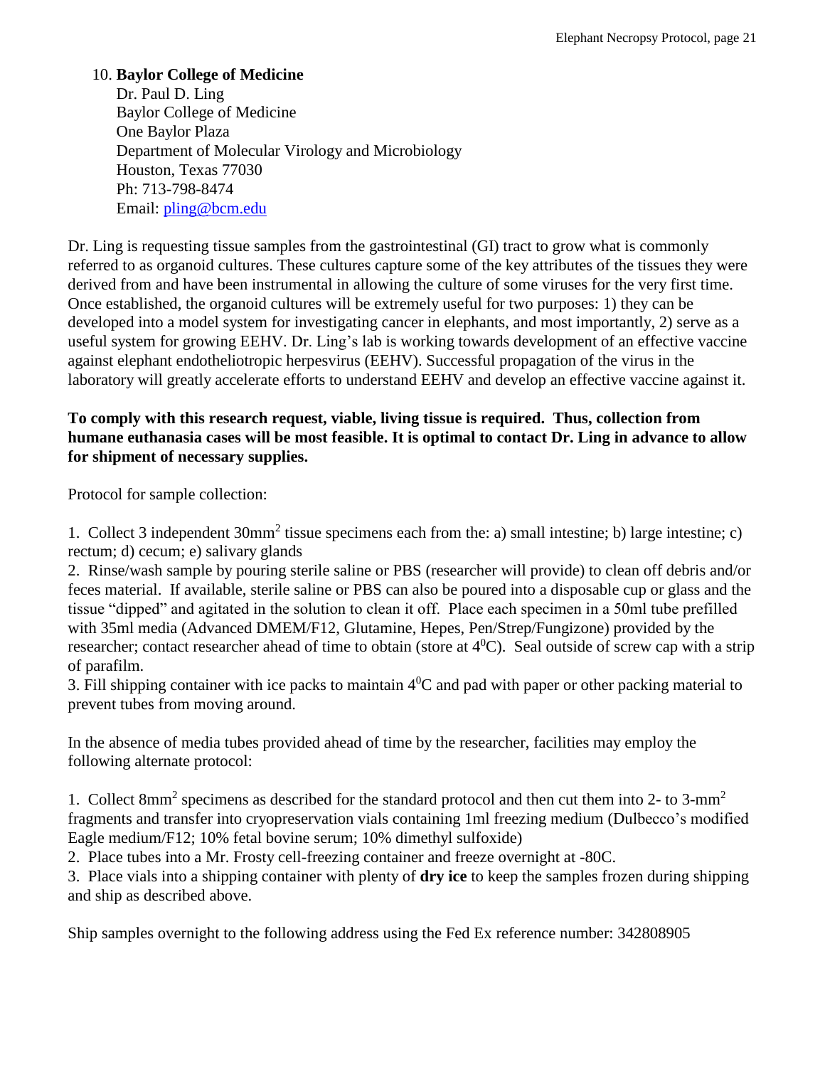10. **Baylor College of Medicine**
    Dr. Paul D. Ling
    Baylor College of Medicine
    One Baylor Plaza
    Department of Molecular Virology and Microbiology
    Houston, Texas 77030
    Ph: 713-798-8474
    Email: pling@bcm.edu

Dr. Ling is requesting tissue samples from the gastrointestinal (GI) tract to grow what is commonly referred to as organoid cultures. These cultures capture some of the key attributes of the tissues they were derived from and have been instrumental in allowing the culture of some viruses for the very first time. Once established, the organoid cultures will be extremely useful for two purposes: 1) they can be developed into a model system for investigating cancer in elephants, and most importantly, 2) serve as a useful system for growing EEHV. Dr. Ling's lab is working towards development of an effective vaccine against elephant endotheliotropic herpesvirus (EEHV). Successful propagation of the virus in the laboratory will greatly accelerate efforts to understand EEHV and develop an effective vaccine against it.

**To comply with this research request, viable, living tissue is required. Thus, collection from humane euthanasia cases will be most feasible. It is optimal to contact Dr. Ling in advance to allow for shipment of necessary supplies.**

Protocol for sample collection:

1. Collect 3 independent $30mm^2$ tissue specimens each from the: a) small intestine; b) large intestine; c) rectum; d) cecum; e) salivary glands
2. Rinse/wash sample by pouring sterile saline or PBS (researcher will provide) to clean off debris and/or feces material. If available, sterile saline or PBS can also be poured into a disposable cup or glass and the tissue "dipped" and agitated in the solution to clean it off. Place each specimen in a 50ml tube prefilled with 35ml media (Advanced DMEM/F12, Glutamine, Hepes, Pen/Strep/Fungizone) provided by the researcher; contact researcher ahead of time to obtain (store at $4^0C$). Seal outside of screw cap with a strip of parafilm.
3. Fill shipping container with ice packs to maintain $4^0C$ and pad with paper or other packing material to prevent tubes from moving around.

In the absence of media tubes provided ahead of time by the researcher, facilities may employ the following alternate protocol:

1. Collect $8mm^2$ specimens as described for the standard protocol and then cut them into 2- to $3\text{-}mm^2$ fragments and transfer into cryopreservation vials containing 1ml freezing medium (Dulbecco's modified Eagle medium/F12; 10% fetal bovine serum; 10% dimethyl sulfoxide)
2. Place tubes into a Mr. Frosty cell-freezing container and freeze overnight at -80C.
3. Place vials into a shipping container with plenty of **dry ice** to keep the samples frozen during shipping and ship as described above.

Ship samples overnight to the following address using the Fed Ex reference number: 342808905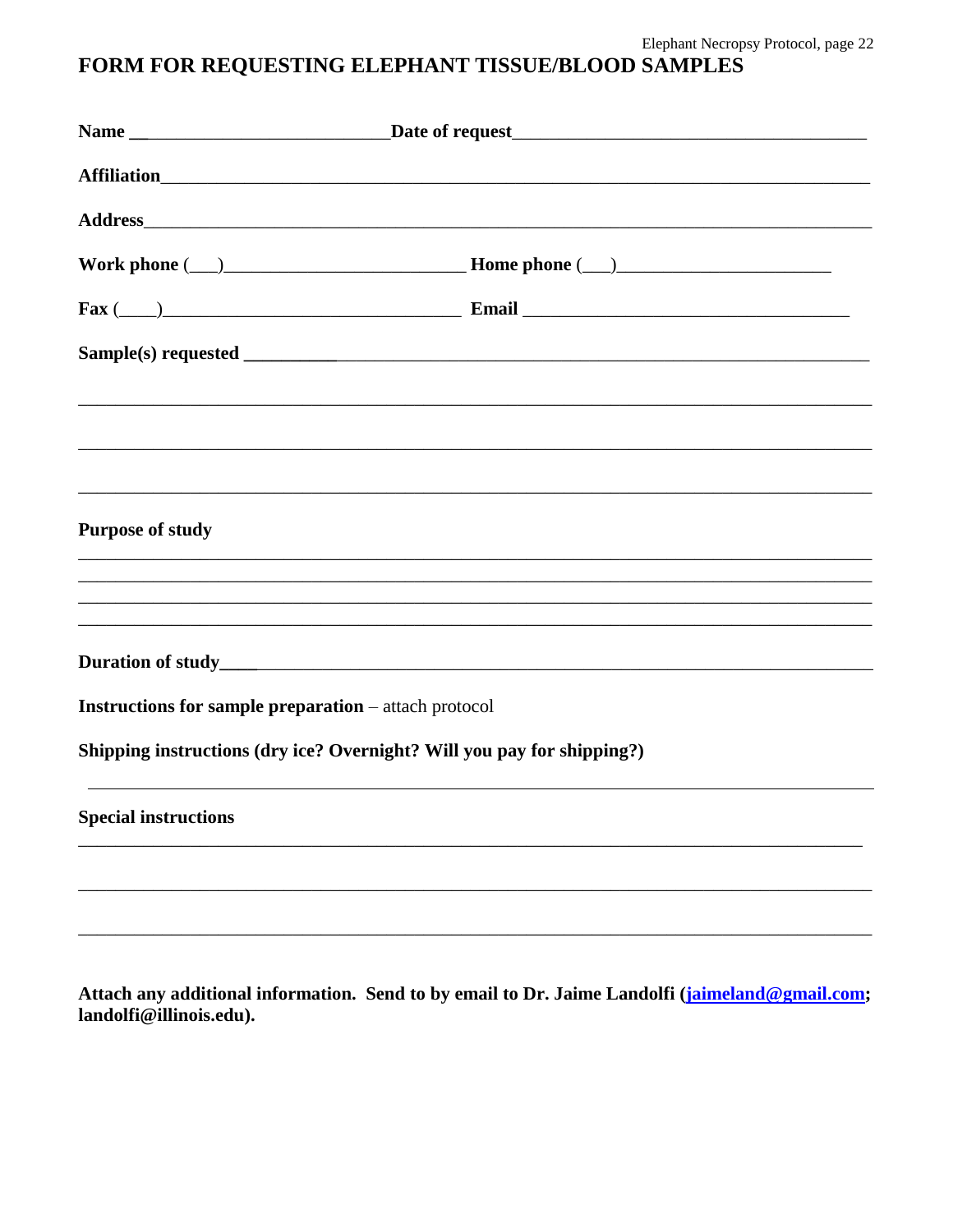# FORM FOR REQUESTING ELEPHANT TISSUE/BLOOD SAMPLES

**Name** ___________________________ **Date of request** _____________________________________

**Affiliation** _____________________________________________________________________________

**Address** _______________________________________________________________________________

**Work phone** (___)_________________________ **Home phone** (___)______________________

**Fax** (____)________________________________ **Email** ___________________________________

**Sample(s) requested** ______________________________________________________________________

_____________________________________________________________________________________

_____________________________________________________________________________________

_____________________________________________________________________________________

**Purpose of study**

_____________________________________________________________________________________

_____________________________________________________________________________________

_____________________________________________________________________________________

_____________________________________________________________________________________

**Duration of study**__________________________________________________________________

**Instructions for sample preparation** – attach protocol

**Shipping instructions (dry ice? Overnight? Will you pay for shipping?)**

_____________________________________________________________________________________

**Special instructions**

_____________________________________________________________________________________

_____________________________________________________________________________________

_____________________________________________________________________________________

**Attach any additional information. Send to by email to Dr. Jaime Landolfi (jaimeland@gmail.com; landolfi@illinois.edu).**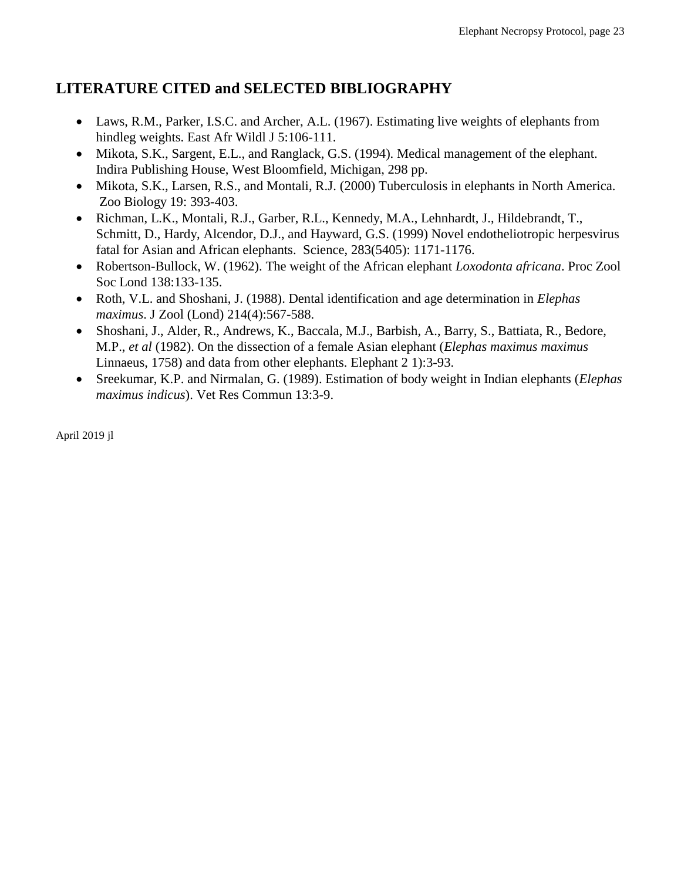## LITERATURE CITED and SELECTED BIBLIOGRAPHY

- Laws, R.M., Parker, I.S.C. and Archer, A.L. (1967). Estimating live weights of elephants from hindleg weights. East Afr Wildl J 5:106-111.
- Mikota, S.K., Sargent, E.L., and Ranglack, G.S. (1994). Medical management of the elephant. Indira Publishing House, West Bloomfield, Michigan, 298 pp.
- Mikota, S.K., Larsen, R.S., and Montali, R.J. (2000) Tuberculosis in elephants in North America. Zoo Biology 19: 393-403.
- Richman, L.K., Montali, R.J., Garber, R.L., Kennedy, M.A., Lehnhardt, J., Hildebrandt, T., Schmitt, D., Hardy, Alcendor, D.J., and Hayward, G.S. (1999) Novel endotheliotropic herpesvirus fatal for Asian and African elephants. Science, 283(5405): 1171-1176.
- Robertson-Bullock, W. (1962). The weight of the African elephant *Loxodonta africana*. Proc Zool Soc Lond 138:133-135.
- Roth, V.L. and Shoshani, J. (1988). Dental identification and age determination in *Elephas maximus*. J Zool (Lond) 214(4):567-588.
- Shoshani, J., Alder, R., Andrews, K., Baccala, M.J., Barbish, A., Barry, S., Battiata, R., Bedore, M.P., *et al* (1982). On the dissection of a female Asian elephant (*Elephas maximus maximus* Linnaeus, 1758) and data from other elephants. Elephant 2 1):3-93.
- Sreekumar, K.P. and Nirmalan, G. (1989). Estimation of body weight in Indian elephants (*Elephas maximus indicus*). Vet Res Commun 13:3-9.

April 2019 jl